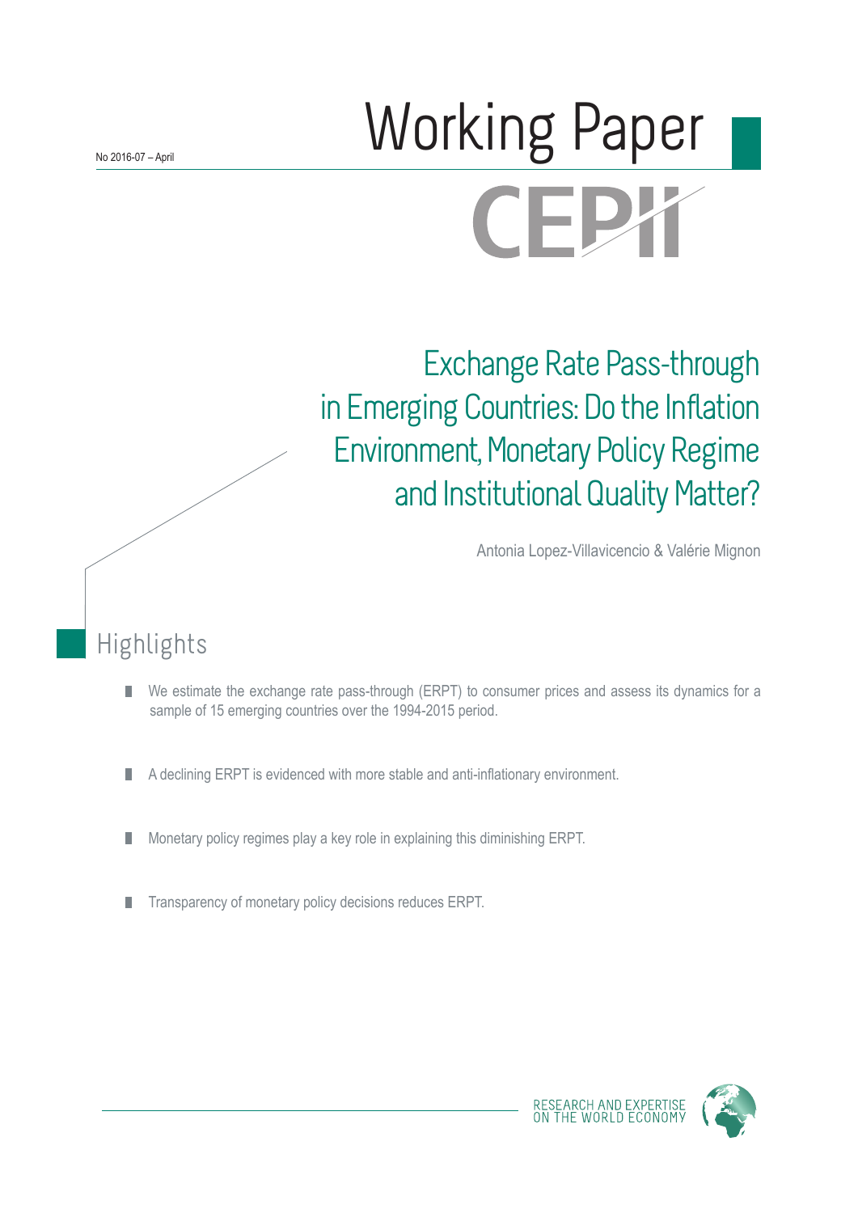No 2016-07 – April

# Working Paper

CEPII

## Exchange Rate Pass-through in Emerging Countries: Do the Inflation Environment, Monetary Policy Regime and Institutional Quality Matter?

Antonia Lopez-Villavicencio & Valérie Mignon

## Highlights

- We estimate the exchange rate pass-through (ERPT) to consumer prices and assess its dynamics for a sample of 15 emerging countries over the 1994-2015 period.
- A declining ERPT is evidenced with more stable and anti-inflationary environment.
- Monetary policy regimes play a key role in explaining this diminishing ERPT.
- Transparency of monetary policy decisions reduces ERPT.

RESEARCH AND EXPERTISE ON THE WORLD ECONOMY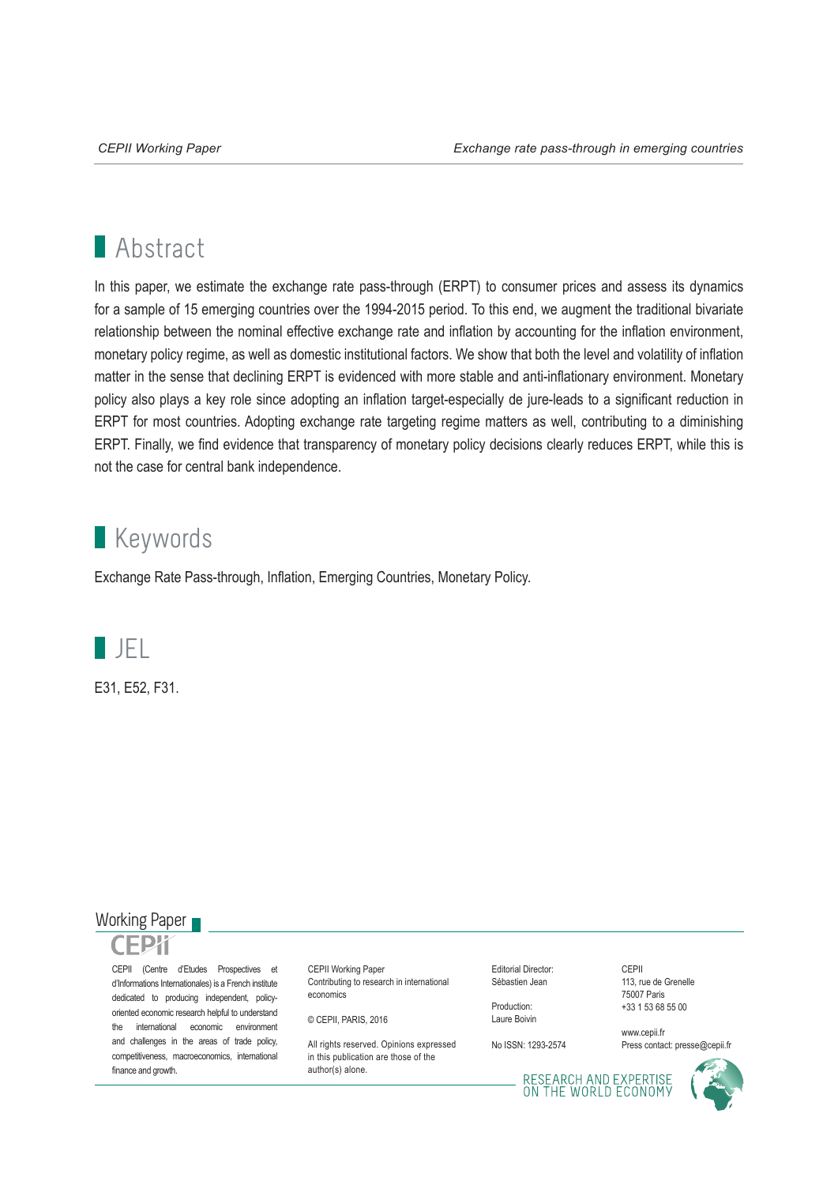## Abstract

In this paper, we estimate the exchange rate pass-through (ERPT) to consumer prices and assess its dynamics for a sample of 15 emerging countries over the 1994-2015 period. To this end, we augment the traditional bivariate relationship between the nominal effective exchange rate and inflation by accounting for the inflation environment, monetary policy regime, as well as domestic institutional factors. We show that both the level and volatility of inflation matter in the sense that declining ERPT is evidenced with more stable and anti-inflationary environment. Monetary policy also plays a key role since adopting an inflation target-especially de jure-leads to a significant reduction in ERPT for most countries. Adopting exchange rate targeting regime matters as well, contributing to a diminishing ERPT. Finally, we find evidence that transparency of monetary policy decisions clearly reduces ERPT, while this is not the case for central bank independence.

## Keywords

Exchange Rate Pass-through, Inflation, Emerging Countries, Monetary Policy.

## JEL

E31, E52, F31.

Working Paper

CEPII

CEPII (Centre d'Etudes Prospectives et d'Informations Internationales) is a French institute dedicated to producing independent, policy-oriented economic research helpful to understand the international economic environment and challenges in the areas of trade policy, competitiveness, macroeconomics, international finance and growth.

CEPII Working Paper
Contributing to research in international economics

© CEPII, PARIS, 2016

All rights reserved. Opinions expressed in this publication are those of the author(s) alone.

Editorial Director:
Sébastien Jean

Production:
Laure Boivin

No ISSN: 1293-2574

CEPII
113, rue de Grenelle
75007 Paris
+33 1 53 68 55 00

www.cepii.fr
Press contact: presse@cepii.fr

RESEARCH AND EXPERTISE ON THE WORLD ECONOMY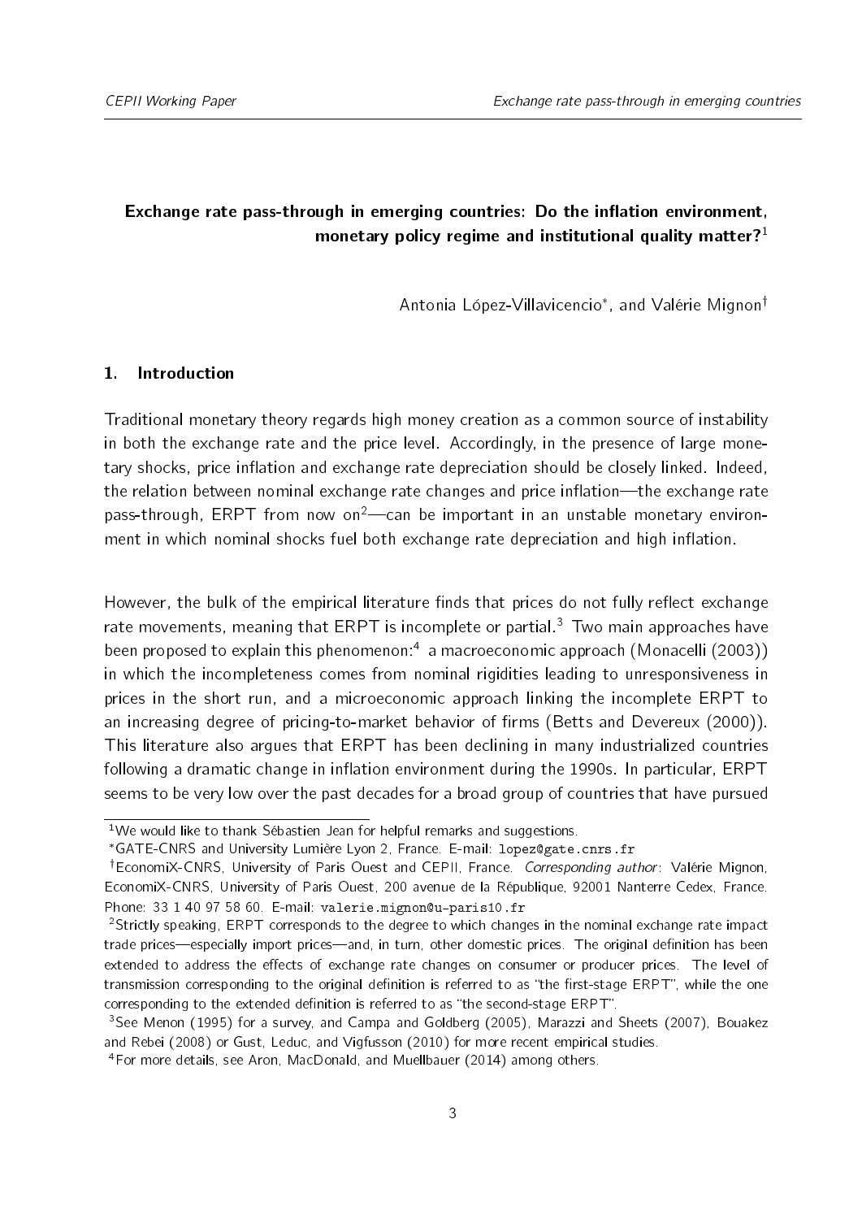## Exchange rate pass-through in emerging countries: Do the inflation environment, monetary policy regime and institutional quality matter?[1]

Antonia López-Villavicencio*, and Valérie Mignon†

### 1. Introduction

Traditional monetary theory regards high money creation as a common source of instability in both the exchange rate and the price level. Accordingly, in the presence of large monetary shocks, price inflation and exchange rate depreciation should be closely linked. Indeed, the relation between nominal exchange rate changes and price inflation—the exchange rate pass-through, ERPT from now on[2]—can be important in an unstable monetary environment in which nominal shocks fuel both exchange rate depreciation and high inflation.

However, the bulk of the empirical literature finds that prices do not fully reflect exchange rate movements, meaning that ERPT is incomplete or partial.[3] Two main approaches have been proposed to explain this phenomenon:[4] a macroeconomic approach (Monacelli (2003)) in which the incompleteness comes from nominal rigidities leading to unresponsiveness in prices in the short run, and a microeconomic approach linking the incomplete ERPT to an increasing degree of pricing-to-market behavior of firms (Betts and Devereux (2000)). This literature also argues that ERPT has been declining in many industrialized countries following a dramatic change in inflation environment during the 1990s. In particular, ERPT seems to be very low over the past decades for a broad group of countries that have pursued

---

[1] We would like to thank Sébastien Jean for helpful remarks and suggestions.

*GATE-CNRS and University Lumière Lyon 2, France. E-mail: lopez@gate.cnrs.fr

†EconomiX-CNRS, University of Paris Ouest and CEPII, France. *Corresponding author*: Valérie Mignon, EconomiX-CNRS, University of Paris Ouest, 200 avenue de la République, 92001 Nanterre Cedex, France. Phone: 33 1 40 97 58 60. E-mail: valerie.mignon@u-paris10.fr

[2] Strictly speaking, ERPT corresponds to the degree to which changes in the nominal exchange rate impact trade prices—especially import prices—and, in turn, other domestic prices. The original definition has been extended to address the effects of exchange rate changes on consumer or producer prices. The level of transmission corresponding to the original definition is referred to as "the first-stage ERPT", while the one corresponding to the extended definition is referred to as "the second-stage ERPT".

[3] See Menon (1995) for a survey, and Campa and Goldberg (2005), Marazzi and Sheets (2007), Bouakez and Rebei (2008) or Gust, Leduc, and Vigfusson (2010) for more recent empirical studies.

[4] For more details, see Aron, MacDonald, and Muellbauer (2014) among others.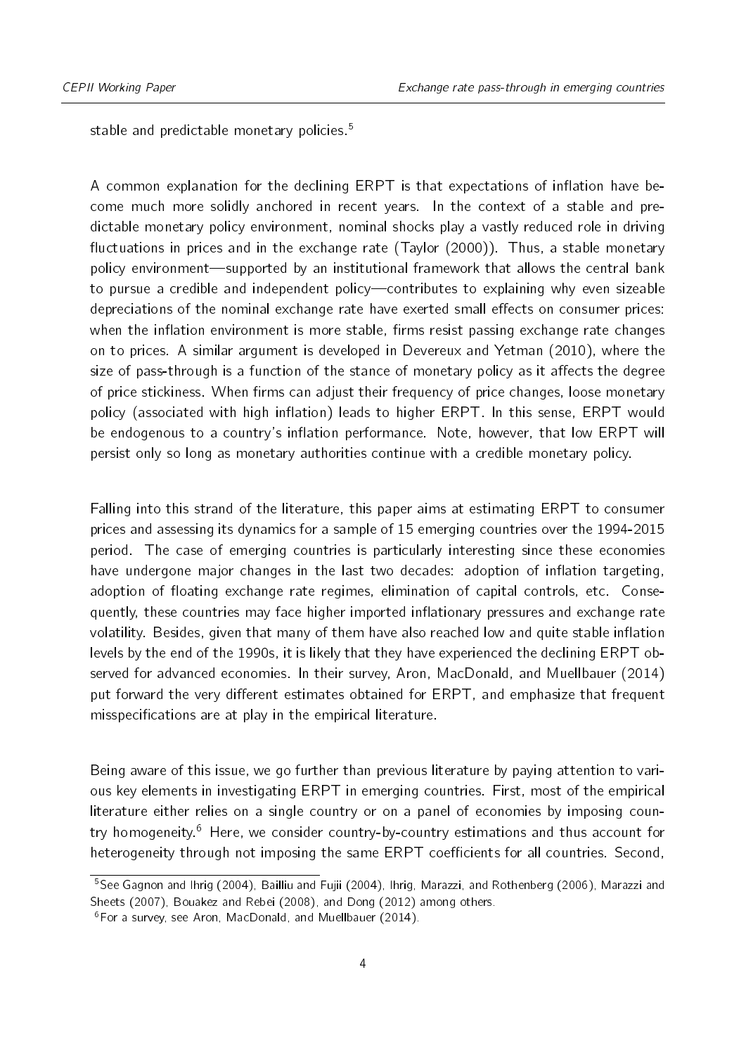stable and predictable monetary policies.[5]

A common explanation for the declining ERPT is that expectations of inflation have become much more solidly anchored in recent years. In the context of a stable and predictable monetary policy environment, nominal shocks play a vastly reduced role in driving fluctuations in prices and in the exchange rate (Taylor (2000)). Thus, a stable monetary policy environment—supported by an institutional framework that allows the central bank to pursue a credible and independent policy—contributes to explaining why even sizeable depreciations of the nominal exchange rate have exerted small effects on consumer prices: when the inflation environment is more stable, firms resist passing exchange rate changes on to prices. A similar argument is developed in Devereux and Yetman (2010), where the size of pass-through is a function of the stance of monetary policy as it affects the degree of price stickiness. When firms can adjust their frequency of price changes, loose monetary policy (associated with high inflation) leads to higher ERPT. In this sense, ERPT would be endogenous to a country's inflation performance. Note, however, that low ERPT will persist only so long as monetary authorities continue with a credible monetary policy.

Falling into this strand of the literature, this paper aims at estimating ERPT to consumer prices and assessing its dynamics for a sample of 15 emerging countries over the 1994-2015 period. The case of emerging countries is particularly interesting since these economies have undergone major changes in the last two decades: adoption of inflation targeting, adoption of floating exchange rate regimes, elimination of capital controls, etc. Consequently, these countries may face higher imported inflationary pressures and exchange rate volatility. Besides, given that many of them have also reached low and quite stable inflation levels by the end of the 1990s, it is likely that they have experienced the declining ERPT observed for advanced economies. In their survey, Aron, MacDonald, and Muellbauer (2014) put forward the very different estimates obtained for ERPT, and emphasize that frequent misspecifications are at play in the empirical literature.

Being aware of this issue, we go further than previous literature by paying attention to various key elements in investigating ERPT in emerging countries. First, most of the empirical literature either relies on a single country or on a panel of economies by imposing country homogeneity.[6] Here, we consider country-by-country estimations and thus account for heterogeneity through not imposing the same ERPT coefficients for all countries. Second,

[5] See Gagnon and Ihrig (2004), Bailliu and Fujii (2004), Ihrig, Marazzi, and Rothenberg (2006), Marazzi and Sheets (2007), Bouakez and Rebei (2008), and Dong (2012) among others.

[6] For a survey, see Aron, MacDonald, and Muellbauer (2014).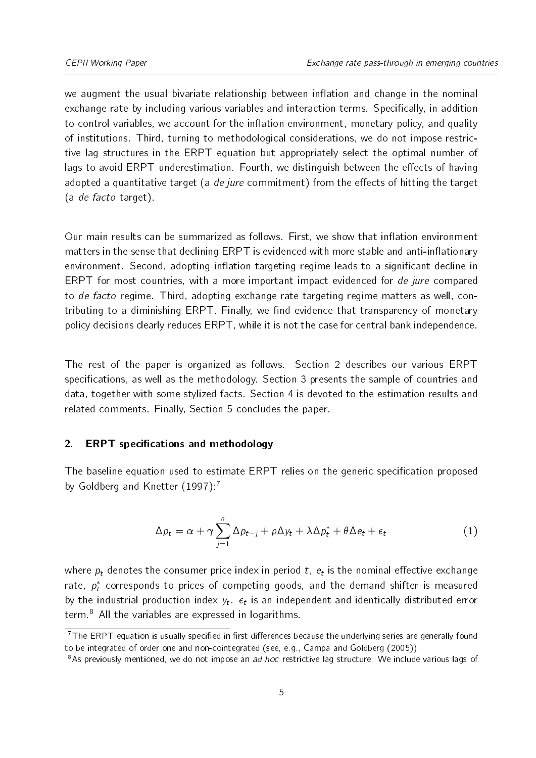we augment the usual bivariate relationship between inflation and change in the nominal exchange rate by including various variables and interaction terms. Specifically, in addition to control variables, we account for the inflation environment, monetary policy, and quality of institutions. Third, turning to methodological considerations, we do not impose restrictive lag structures in the ERPT equation but appropriately select the optimal number of lags to avoid ERPT underestimation. Fourth, we distinguish between the effects of having adopted a quantitative target (a *de jure* commitment) from the effects of hitting the target (a *de facto* target).

Our main results can be summarized as follows. First, we show that inflation environment matters in the sense that declining ERPT is evidenced with more stable and anti-inflationary environment. Second, adopting inflation targeting regime leads to a significant decline in ERPT for most countries, with a more important impact evidenced for *de jure* compared to *de facto* regime. Third, adopting exchange rate targeting regime matters as well, contributing to a diminishing ERPT. Finally, we find evidence that transparency of monetary policy decisions clearly reduces ERPT, while it is not the case for central bank independence.

The rest of the paper is organized as follows. Section 2 describes our various ERPT specifications, as well as the methodology. Section 3 presents the sample of countries and data, together with some stylized facts. Section 4 is devoted to the estimation results and related comments. Finally, Section 5 concludes the paper.

## 2. ERPT specifications and methodology

The baseline equation used to estimate ERPT relies on the generic specification proposed by Goldberg and Knetter (1997):[7]

$$\Delta p_t = \alpha + \gamma \sum_{j=1}^{n} \Delta p_{t-j} + \rho \Delta y_t + \lambda \Delta p_t^* + \theta \Delta e_t + \epsilon_t \tag{1}$$

where $p_t$ denotes the consumer price index in period $t$, $e_t$ is the nominal effective exchange rate, $p_t^*$ corresponds to prices of competing goods, and the demand shifter is measured by the industrial production index $y_t$. $\epsilon_t$ is an independent and identically distributed error term.[8] All the variables are expressed in logarithms.

[7] The ERPT equation is usually specified in first differences because the underlying series are generally found to be integrated of order one and non-cointegrated (see, e.g., Campa and Goldberg (2005)).

[8] As previously mentioned, we do not impose an *ad hoc* restrictive lag structure. We include various lags of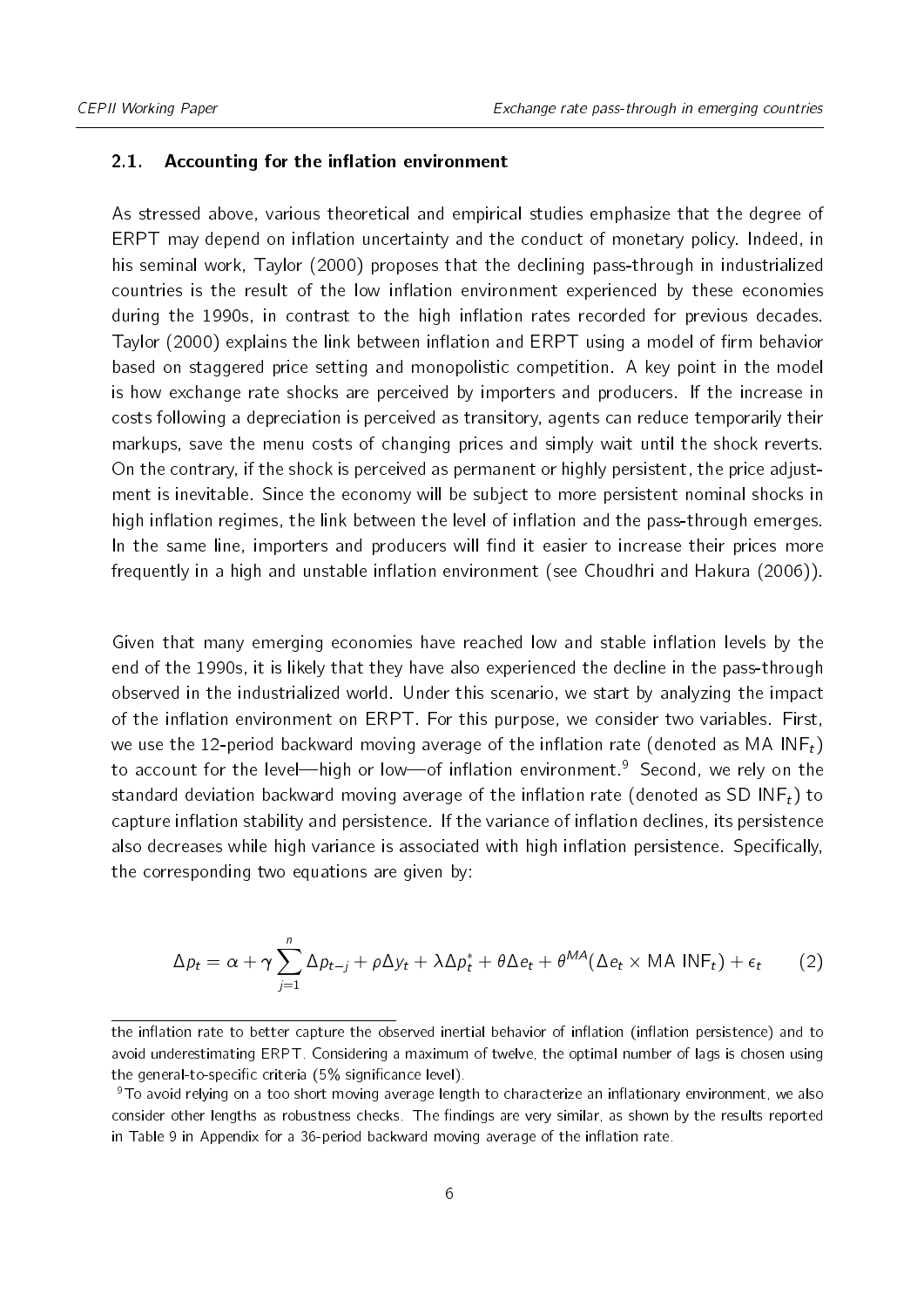## 2.1. Accounting for the inflation environment

As stressed above, various theoretical and empirical studies emphasize that the degree of ERPT may depend on inflation uncertainty and the conduct of monetary policy. Indeed, in his seminal work, Taylor (2000) proposes that the declining pass-through in industrialized countries is the result of the low inflation environment experienced by these economies during the 1990s, in contrast to the high inflation rates recorded for previous decades. Taylor (2000) explains the link between inflation and ERPT using a model of firm behavior based on staggered price setting and monopolistic competition. A key point in the model is how exchange rate shocks are perceived by importers and producers. If the increase in costs following a depreciation is perceived as transitory, agents can reduce temporarily their markups, save the menu costs of changing prices and simply wait until the shock reverts. On the contrary, if the shock is perceived as permanent or highly persistent, the price adjustment is inevitable. Since the economy will be subject to more persistent nominal shocks in high inflation regimes, the link between the level of inflation and the pass-through emerges. In the same line, importers and producers will find it easier to increase their prices more frequently in a high and unstable inflation environment (see Choudhri and Hakura (2006)).

Given that many emerging economies have reached low and stable inflation levels by the end of the 1990s, it is likely that they have also experienced the decline in the pass-through observed in the industrialized world. Under this scenario, we start by analyzing the impact of the inflation environment on ERPT. For this purpose, we consider two variables. First, we use the 12-period backward moving average of the inflation rate (denoted as MA $\text{INF}_t$) to account for the level—high or low—of inflation environment.[9] Second, we rely on the standard deviation backward moving average of the inflation rate (denoted as SD $\text{INF}_t$) to capture inflation stability and persistence. If the variance of inflation declines, its persistence also decreases while high variance is associated with high inflation persistence. Specifically, the corresponding two equations are given by:

$$\Delta p_t = \alpha + \gamma \sum_{j=1}^{n} \Delta p_{t-j} + \rho \Delta y_t + \lambda \Delta p_t^* + \theta \Delta e_t + \theta^{MA}(\Delta e_t \times \text{MA INF}_t) + \epsilon_t \qquad (2)$$

the inflation rate to better capture the observed inertial behavior of inflation (inflation persistence) and to avoid underestimating ERPT. Considering a maximum of twelve, the optimal number of lags is chosen using the general-to-specific criteria (5% significance level).

[9] To avoid relying on a too short moving average length to characterize an inflationary environment, we also consider other lengths as robustness checks. The findings are very similar, as shown by the results reported in Table 9 in Appendix for a 36-period backward moving average of the inflation rate.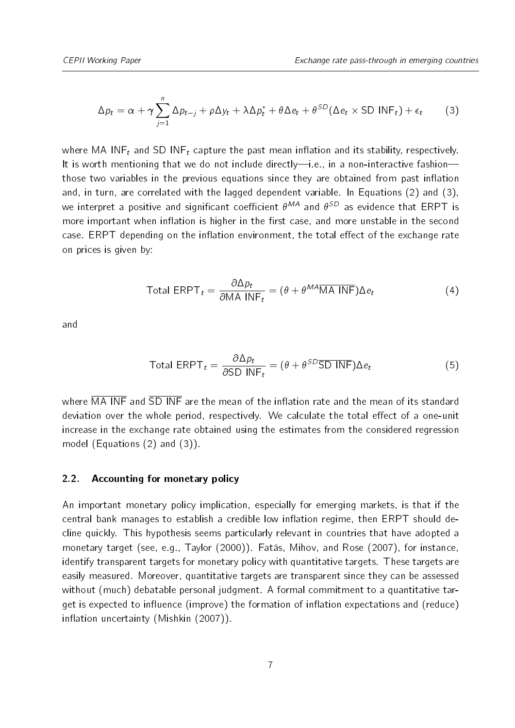$$\Delta p_t = \alpha + \gamma \sum_{j=1}^{n} \Delta p_{t-j} + \rho \Delta y_t + \lambda \Delta p_t^* + \theta \Delta e_t + \theta^{SD} (\Delta e_t \times \text{SD INF}_t) + \epsilon_t \tag{3}$$

where MA $\text{INF}_t$ and SD $\text{INF}_t$ capture the past mean inflation and its stability, respectively. It is worth mentioning that we do not include directly—i.e., in a non-interactive fashion—those two variables in the previous equations since they are obtained from past inflation and, in turn, are correlated with the lagged dependent variable. In Equations (2) and (3), we interpret a positive and significant coefficient $\theta^{MA}$ and $\theta^{SD}$ as evidence that ERPT is more important when inflation is higher in the first case, and more unstable in the second case. ERPT depending on the inflation environment, the total effect of the exchange rate on prices is given by:

$$\text{Total ERPT}_t = \frac{\partial \Delta p_t}{\partial \text{MA INF}_t} = (\theta + \theta^{MA} \overline{\text{MA INF}}) \Delta e_t \tag{4}$$

and

$$\text{Total ERPT}_t = \frac{\partial \Delta p_t}{\partial \text{SD INF}_t} = (\theta + \theta^{SD} \overline{\text{SD INF}}) \Delta e_t \tag{5}$$

where $\overline{\text{MA INF}}$ and $\overline{\text{SD INF}}$ are the mean of the inflation rate and the mean of its standard deviation over the whole period, respectively. We calculate the total effect of a one-unit increase in the exchange rate obtained using the estimates from the considered regression model (Equations (2) and (3)).

## 2.2. Accounting for monetary policy

An important monetary policy implication, especially for emerging markets, is that if the central bank manages to establish a credible low inflation regime, then ERPT should decline quickly. This hypothesis seems particularly relevant in countries that have adopted a monetary target (see, e.g., Taylor (2000)). Fatás, Mihov, and Rose (2007), for instance, identify transparent targets for monetary policy with quantitative targets. These targets are easily measured. Moreover, quantitative targets are transparent since they can be assessed without (much) debatable personal judgment. A formal commitment to a quantitative target is expected to influence (improve) the formation of inflation expectations and (reduce) inflation uncertainty (Mishkin (2007)).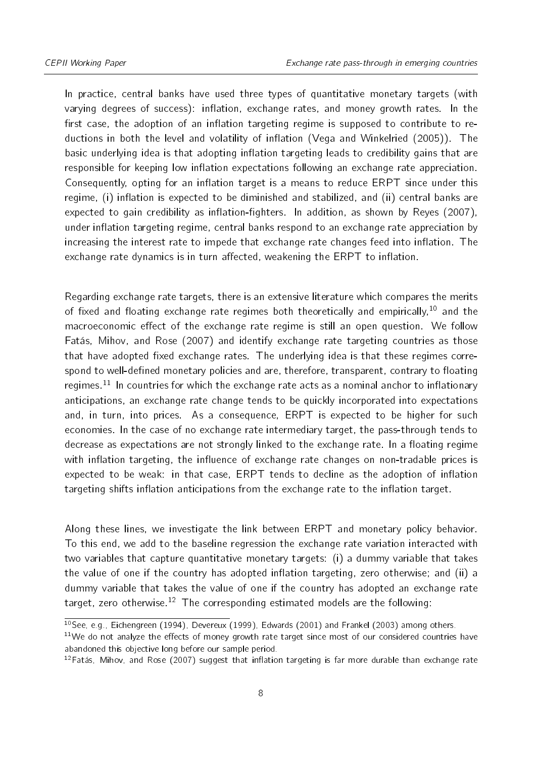In practice, central banks have used three types of quantitative monetary targets (with varying degrees of success): inflation, exchange rates, and money growth rates. In the first case, the adoption of an inflation targeting regime is supposed to contribute to reductions in both the level and volatility of inflation (Vega and Winkelried (2005)). The basic underlying idea is that adopting inflation targeting leads to credibility gains that are responsible for keeping low inflation expectations following an exchange rate appreciation. Consequently, opting for an inflation target is a means to reduce ERPT since under this regime, (i) inflation is expected to be diminished and stabilized, and (ii) central banks are expected to gain credibility as inflation-fighters. In addition, as shown by Reyes (2007), under inflation targeting regime, central banks respond to an exchange rate appreciation by increasing the interest rate to impede that exchange rate changes feed into inflation. The exchange rate dynamics is in turn affected, weakening the ERPT to inflation.

Regarding exchange rate targets, there is an extensive literature which compares the merits of fixed and floating exchange rate regimes both theoretically and empirically,[10] and the macroeconomic effect of the exchange rate regime is still an open question. We follow Fatás, Mihov, and Rose (2007) and identify exchange rate targeting countries as those that have adopted fixed exchange rates. The underlying idea is that these regimes correspond to well-defined monetary policies and are, therefore, transparent, contrary to floating regimes.[11] In countries for which the exchange rate acts as a nominal anchor to inflationary anticipations, an exchange rate change tends to be quickly incorporated into expectations and, in turn, into prices. As a consequence, ERPT is expected to be higher for such economies. In the case of no exchange rate intermediary target, the pass-through tends to decrease as expectations are not strongly linked to the exchange rate. In a floating regime with inflation targeting, the influence of exchange rate changes on non-tradable prices is expected to be weak: in that case, ERPT tends to decline as the adoption of inflation targeting shifts inflation anticipations from the exchange rate to the inflation target.

Along these lines, we investigate the link between ERPT and monetary policy behavior. To this end, we add to the baseline regression the exchange rate variation interacted with two variables that capture quantitative monetary targets: (i) a dummy variable that takes the value of one if the country has adopted inflation targeting, zero otherwise; and (ii) a dummy variable that takes the value of one if the country has adopted an exchange rate target, zero otherwise.[12] The corresponding estimated models are the following:

---

[10] See, e.g., Eichengreen (1994), Devereux (1999), Edwards (2001) and Frankel (2003) among others.

[11] We do not analyze the effects of money growth rate target since most of our considered countries have abandoned this objective long before our sample period.

[12] Fatás, Mihov, and Rose (2007) suggest that inflation targeting is far more durable than exchange rate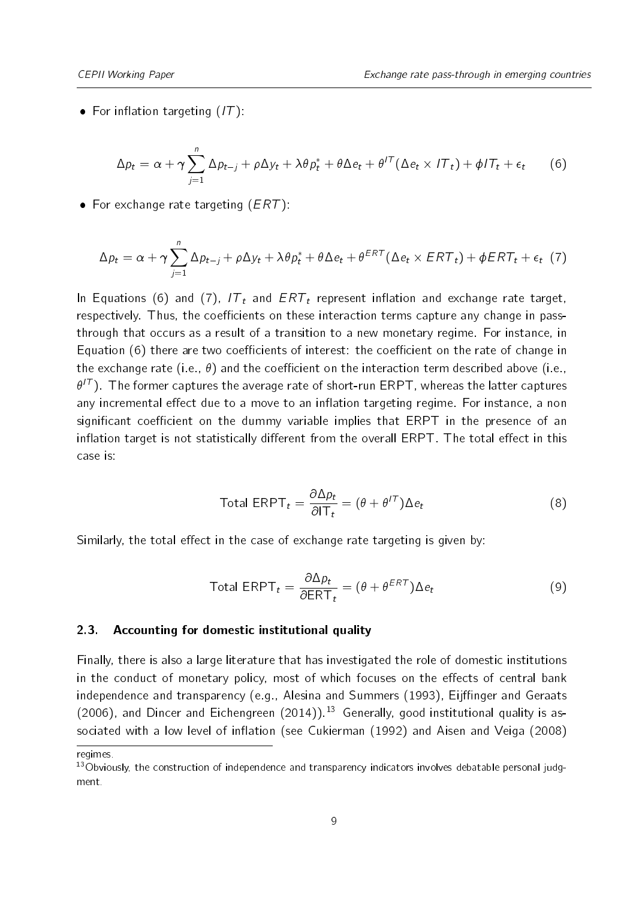- For inflation targeting ($IT$):

$$\Delta p_t = \alpha + \gamma \sum_{j=1}^{n} \Delta p_{t-j} + \rho \Delta y_t + \lambda \theta p_t^* + \theta \Delta e_t + \theta^{IT} (\Delta e_t \times IT_t) + \phi IT_t + \epsilon_t \quad (6)$$

- For exchange rate targeting ($ERT$):

$$\Delta p_t = \alpha + \gamma \sum_{j=1}^{n} \Delta p_{t-j} + \rho \Delta y_t + \lambda \theta p_t^* + \theta \Delta e_t + \theta^{ERT} (\Delta e_t \times ERT_t) + \phi ERT_t + \epsilon_t \quad (7)$$

In Equations (6) and (7), $IT_t$ and $ERT_t$ represent inflation and exchange rate target, respectively. Thus, the coefficients on these interaction terms capture any change in pass-through that occurs as a result of a transition to a new monetary regime. For instance, in Equation (6) there are two coefficients of interest: the coefficient on the rate of change in the exchange rate (i.e., $\theta$) and the coefficient on the interaction term described above (i.e., $\theta^{IT}$). The former captures the average rate of short-run ERPT, whereas the latter captures any incremental effect due to a move to an inflation targeting regime. For instance, a non significant coefficient on the dummy variable implies that ERPT in the presence of an inflation target is not statistically different from the overall ERPT. The total effect in this case is:

$$\text{Total ERPT}_t = \frac{\partial \Delta p_t}{\partial \text{IT}_t} = (\theta + \theta^{IT}) \Delta e_t \quad (8)$$

Similarly, the total effect in the case of exchange rate targeting is given by:

$$\text{Total ERPT}_t = \frac{\partial \Delta p_t}{\partial \text{ERT}_t} = (\theta + \theta^{ERT}) \Delta e_t \quad (9)$$

### 2.3. Accounting for domestic institutional quality

Finally, there is also a large literature that has investigated the role of domestic institutions in the conduct of monetary policy, most of which focuses on the effects of central bank independence and transparency (e.g., Alesina and Summers (1993), Eijffinger and Geraats (2006), and Dincer and Eichengreen (2014)).[13] Generally, good institutional quality is associated with a low level of inflation (see Cukierman (1992) and Aisen and Veiga (2008)

---

regimes.

[13] Obviously, the construction of independence and transparency indicators involves debatable personal judgment.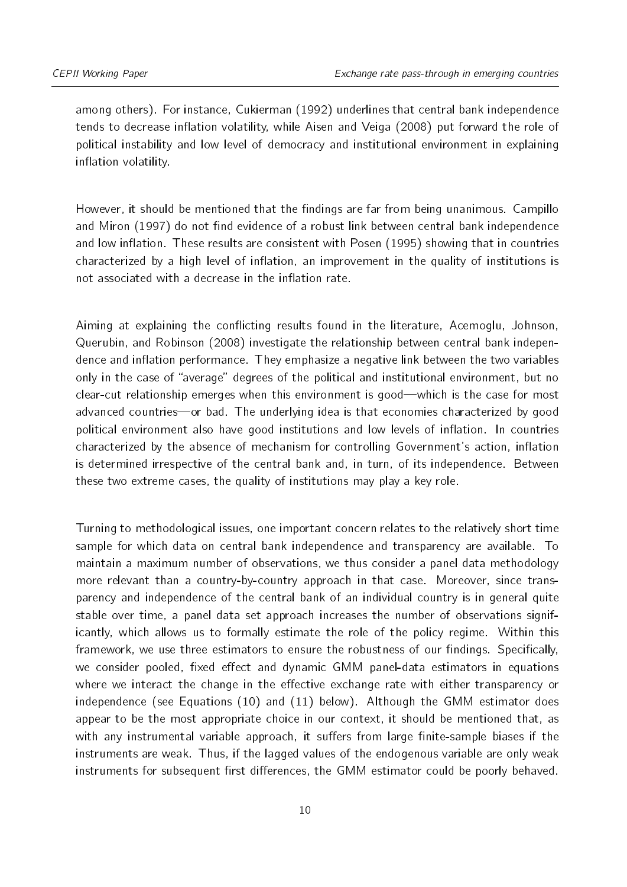among others). For instance, Cukierman (1992) underlines that central bank independence tends to decrease inflation volatility, while Aisen and Veiga (2008) put forward the role of political instability and low level of democracy and institutional environment in explaining inflation volatility.

However, it should be mentioned that the findings are far from being unanimous. Campillo and Miron (1997) do not find evidence of a robust link between central bank independence and low inflation. These results are consistent with Posen (1995) showing that in countries characterized by a high level of inflation, an improvement in the quality of institutions is not associated with a decrease in the inflation rate.

Aiming at explaining the conflicting results found in the literature, Acemoglu, Johnson, Querubin, and Robinson (2008) investigate the relationship between central bank independence and inflation performance. They emphasize a negative link between the two variables only in the case of "average" degrees of the political and institutional environment, but no clear-cut relationship emerges when this environment is good—which is the case for most advanced countries—or bad. The underlying idea is that economies characterized by good political environment also have good institutions and low levels of inflation. In countries characterized by the absence of mechanism for controlling Government's action, inflation is determined irrespective of the central bank and, in turn, of its independence. Between these two extreme cases, the quality of institutions may play a key role.

Turning to methodological issues, one important concern relates to the relatively short time sample for which data on central bank independence and transparency are available. To maintain a maximum number of observations, we thus consider a panel data methodology more relevant than a country-by-country approach in that case. Moreover, since transparency and independence of the central bank of an individual country is in general quite stable over time, a panel data set approach increases the number of observations significantly, which allows us to formally estimate the role of the policy regime. Within this framework, we use three estimators to ensure the robustness of our findings. Specifically, we consider pooled, fixed effect and dynamic GMM panel-data estimators in equations where we interact the change in the effective exchange rate with either transparency or independence (see Equations (10) and (11) below). Although the GMM estimator does appear to be the most appropriate choice in our context, it should be mentioned that, as with any instrumental variable approach, it suffers from large finite-sample biases if the instruments are weak. Thus, if the lagged values of the endogenous variable are only weak instruments for subsequent first differences, the GMM estimator could be poorly behaved.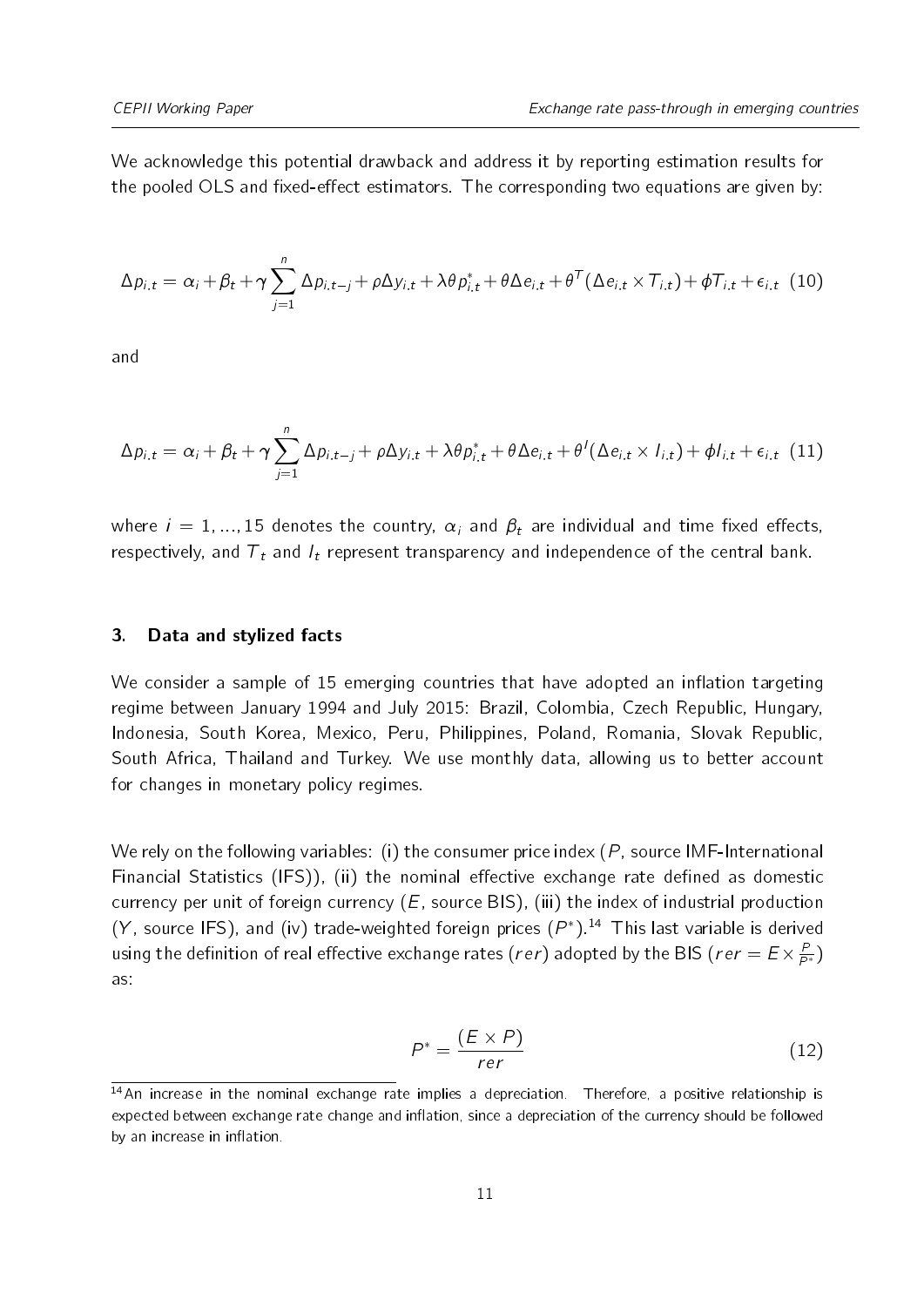We acknowledge this potential drawback and address it by reporting estimation results for the pooled OLS and fixed-effect estimators. The corresponding two equations are given by:

$$\Delta p_{i,t} = \alpha_i + \beta_t + \gamma \sum_{j=1}^{n} \Delta p_{i,t-j} + \rho \Delta y_{i,t} + \lambda \theta p^*_{i,t} + \theta \Delta e_{i,t} + \theta^T (\Delta e_{i,t} \times T_{i,t}) + \phi T_{i,t} + \epsilon_{i,t} \quad (10)$$

and

$$\Delta p_{i,t} = \alpha_i + \beta_t + \gamma \sum_{j=1}^{n} \Delta p_{i,t-j} + \rho \Delta y_{i,t} + \lambda \theta p^*_{i,t} + \theta \Delta e_{i,t} + \theta^I (\Delta e_{i,t} \times I_{i,t}) + \phi I_{i,t} + \epsilon_{i,t} \quad (11)$$

where $i = 1, ..., 15$ denotes the country, $\alpha_i$ and $\beta_t$ are individual and time fixed effects, respectively, and $T_t$ and $I_t$ represent transparency and independence of the central bank.

## 3. Data and stylized facts

We consider a sample of 15 emerging countries that have adopted an inflation targeting regime between January 1994 and July 2015: Brazil, Colombia, Czech Republic, Hungary, Indonesia, South Korea, Mexico, Peru, Philippines, Poland, Romania, Slovak Republic, South Africa, Thailand and Turkey. We use monthly data, allowing us to better account for changes in monetary policy regimes.

We rely on the following variables: (i) the consumer price index ($P$, source IMF-International Financial Statistics (IFS)), (ii) the nominal effective exchange rate defined as domestic currency per unit of foreign currency ($E$, source BIS), (iii) the index of industrial production ($Y$, source IFS), and (iv) trade-weighted foreign prices ($P^*$).[14] This last variable is derived using the definition of real effective exchange rates ($rer$) adopted by the BIS ($rer = E \times \frac{P}{P^*}$) as:

$$P^* = \frac{(E \times P)}{rer} \quad (12)$$

[14] An increase in the nominal exchange rate implies a depreciation. Therefore, a positive relationship is expected between exchange rate change and inflation, since a depreciation of the currency should be followed by an increase in inflation.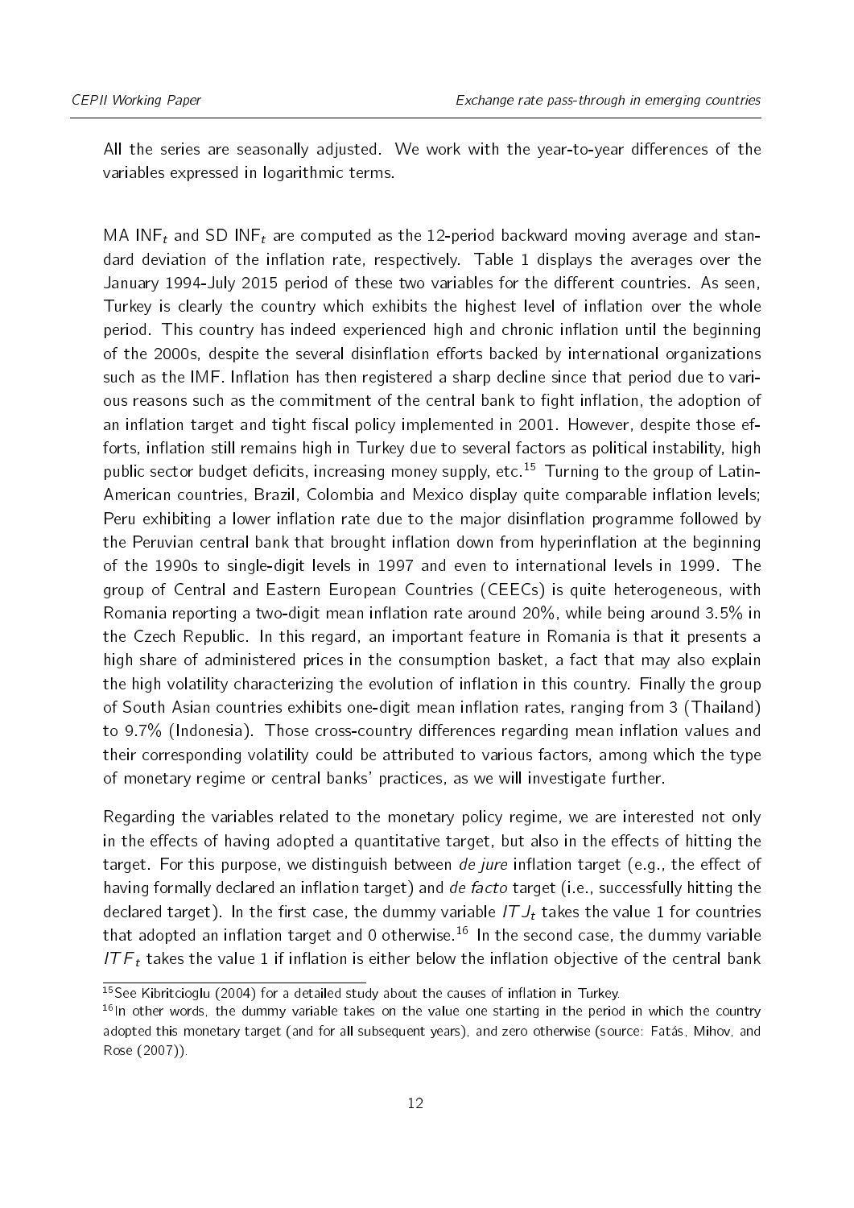All the series are seasonally adjusted. We work with the year-to-year differences of the variables expressed in logarithmic terms.

MA $\text{INF}_t$ and SD $\text{INF}_t$ are computed as the 12-period backward moving average and standard deviation of the inflation rate, respectively. Table 1 displays the averages over the January 1994-July 2015 period of these two variables for the different countries. As seen, Turkey is clearly the country which exhibits the highest level of inflation over the whole period. This country has indeed experienced high and chronic inflation until the beginning of the 2000s, despite the several disinflation efforts backed by international organizations such as the IMF. Inflation has then registered a sharp decline since that period due to various reasons such as the commitment of the central bank to fight inflation, the adoption of an inflation target and tight fiscal policy implemented in 2001. However, despite those efforts, inflation still remains high in Turkey due to several factors as political instability, high public sector budget deficits, increasing money supply, etc.[15] Turning to the group of Latin-American countries, Brazil, Colombia and Mexico display quite comparable inflation levels; Peru exhibiting a lower inflation rate due to the major disinflation programme followed by the Peruvian central bank that brought inflation down from hyperinflation at the beginning of the 1990s to single-digit levels in 1997 and even to international levels in 1999. The group of Central and Eastern European Countries (CEECs) is quite heterogeneous, with Romania reporting a two-digit mean inflation rate around 20%, while being around 3.5% in the Czech Republic. In this regard, an important feature in Romania is that it presents a high share of administered prices in the consumption basket, a fact that may also explain the high volatility characterizing the evolution of inflation in this country. Finally the group of South Asian countries exhibits one-digit mean inflation rates, ranging from 3 (Thailand) to 9.7% (Indonesia). Those cross-country differences regarding mean inflation values and their corresponding volatility could be attributed to various factors, among which the type of monetary regime or central banks' practices, as we will investigate further.

Regarding the variables related to the monetary policy regime, we are interested not only in the effects of having adopted a quantitative target, but also in the effects of hitting the target. For this purpose, we distinguish between *de jure* inflation target (e.g., the effect of having formally declared an inflation target) and *de facto* target (i.e., successfully hitting the declared target). In the first case, the dummy variable $ITJ_t$ takes the value 1 for countries that adopted an inflation target and 0 otherwise.[16] In the second case, the dummy variable $ITF_t$ takes the value 1 if inflation is either below the inflation objective of the central bank

[15] See Kibritcioglu (2004) for a detailed study about the causes of inflation in Turkey.

[16] In other words, the dummy variable takes on the value one starting in the period in which the country adopted this monetary target (and for all subsequent years), and zero otherwise (source: Fatás, Mihov, and Rose (2007)).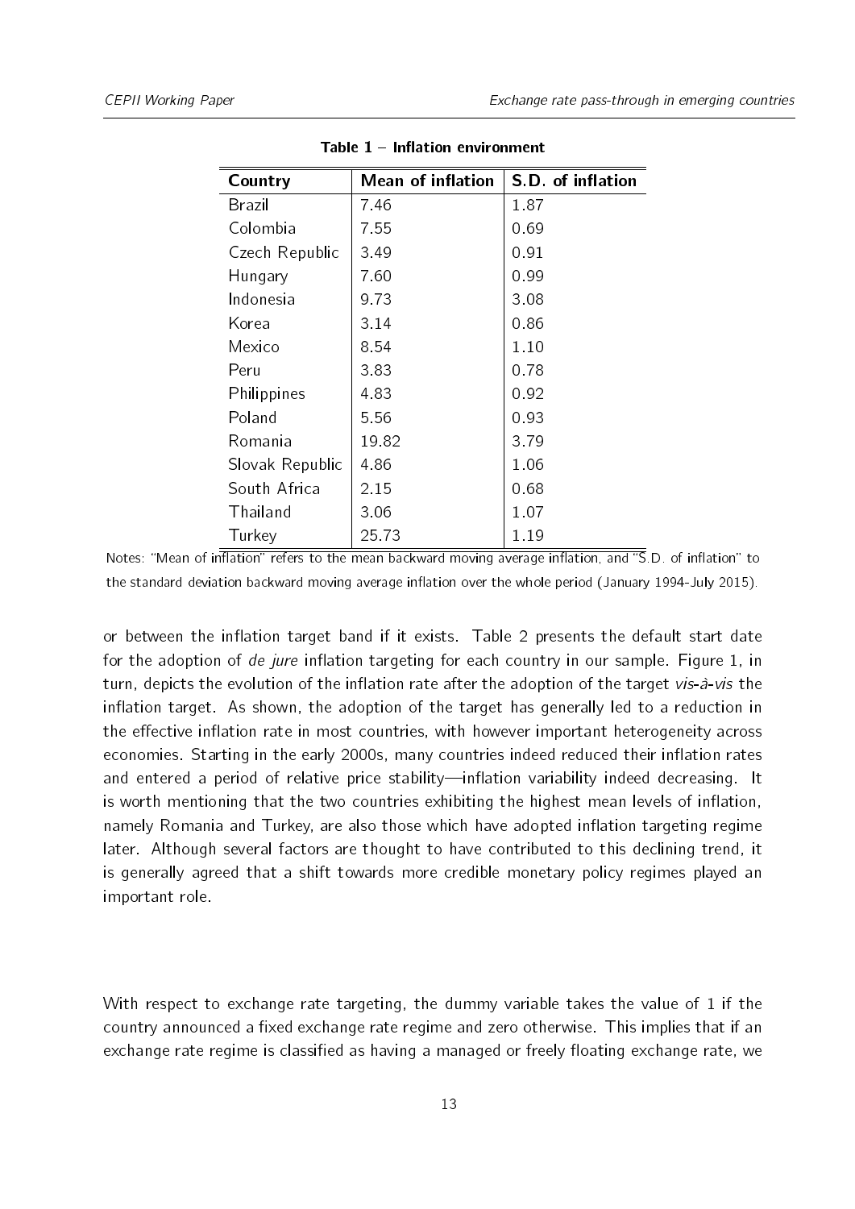**Table 1 – Inflation environment**

| Country | Mean of inflation | S.D. of inflation |
|---|---|---|
| Brazil | 7.46 | 1.87 |
| Colombia | 7.55 | 0.69 |
| Czech Republic | 3.49 | 0.91 |
| Hungary | 7.60 | 0.99 |
| Indonesia | 9.73 | 3.08 |
| Korea | 3.14 | 0.86 |
| Mexico | 8.54 | 1.10 |
| Peru | 3.83 | 0.78 |
| Philippines | 4.83 | 0.92 |
| Poland | 5.56 | 0.93 |
| Romania | 19.82 | 3.79 |
| Slovak Republic | 4.86 | 1.06 |
| South Africa | 2.15 | 0.68 |
| Thailand | 3.06 | 1.07 |
| Turkey | 25.73 | 1.19 |

Notes: "Mean of inflation" refers to the mean backward moving average inflation, and "S.D. of inflation" to the standard deviation backward moving average inflation over the whole period (January 1994-July 2015).

or between the inflation target band if it exists. Table 2 presents the default start date for the adoption of *de jure* inflation targeting for each country in our sample. Figure 1, in turn, depicts the evolution of the inflation rate after the adoption of the target *vis-à-vis* the inflation target. As shown, the adoption of the target has generally led to a reduction in the effective inflation rate in most countries, with however important heterogeneity across economies. Starting in the early 2000s, many countries indeed reduced their inflation rates and entered a period of relative price stability—inflation variability indeed decreasing. It is worth mentioning that the two countries exhibiting the highest mean levels of inflation, namely Romania and Turkey, are also those which have adopted inflation targeting regime later. Although several factors are thought to have contributed to this declining trend, it is generally agreed that a shift towards more credible monetary policy regimes played an important role.

With respect to exchange rate targeting, the dummy variable takes the value of 1 if the country announced a fixed exchange rate regime and zero otherwise. This implies that if an exchange rate regime is classified as having a managed or freely floating exchange rate, we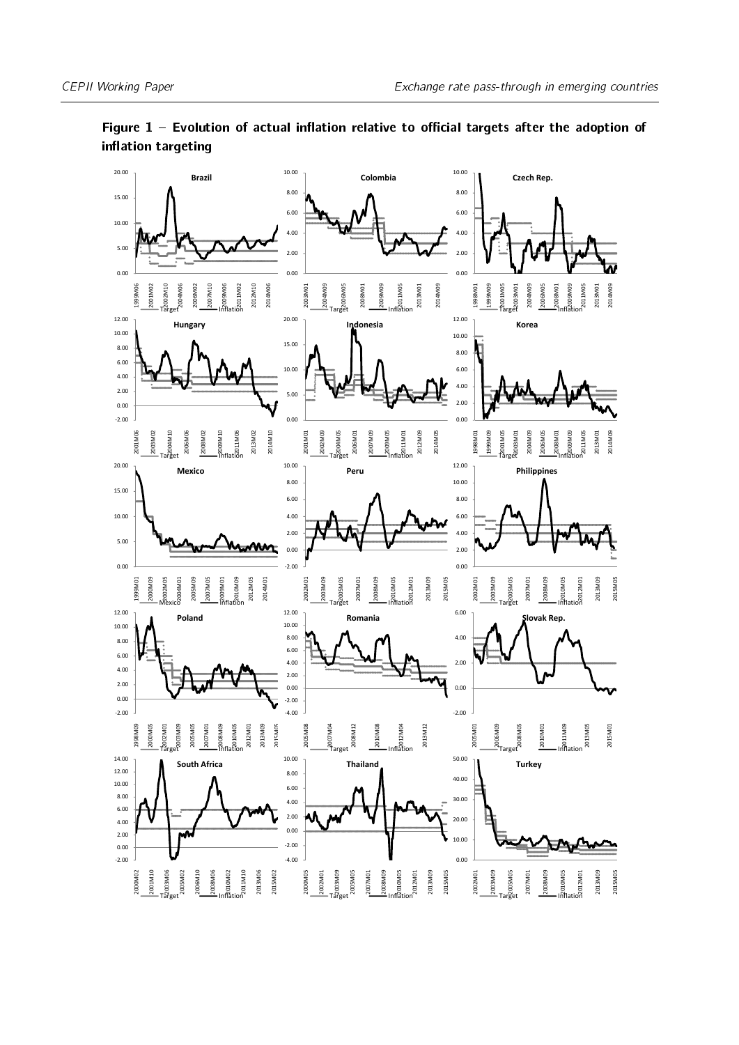**Figure 1 – Evolution of actual inflation relative to official targets after the adoption of inflation targeting**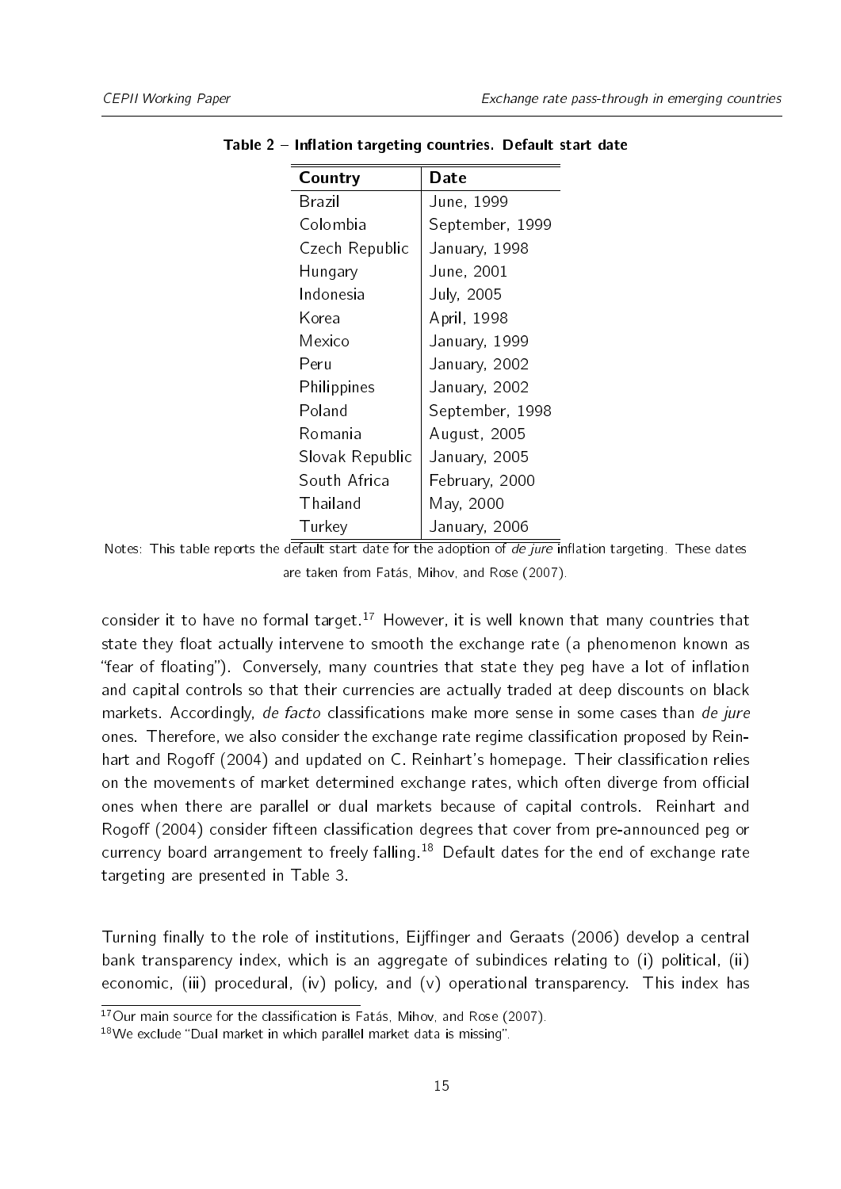Table 2 – Inflation targeting countries. Default start date

| Country | Date |
| --- | --- |
| Brazil | June, 1999 |
| Colombia | September, 1999 |
| Czech Republic | January, 1998 |
| Hungary | June, 2001 |
| Indonesia | July, 2005 |
| Korea | April, 1998 |
| Mexico | January, 1999 |
| Peru | January, 2002 |
| Philippines | January, 2002 |
| Poland | September, 1998 |
| Romania | August, 2005 |
| Slovak Republic | January, 2005 |
| South Africa | February, 2000 |
| Thailand | May, 2000 |
| Turkey | January, 2006 |

Notes: This table reports the default start date for the adoption of *de jure* inflation targeting. These dates are taken from Fatás, Mihov, and Rose (2007).

consider it to have no formal target.[17] However, it is well known that many countries that state they float actually intervene to smooth the exchange rate (a phenomenon known as "fear of floating"). Conversely, many countries that state they peg have a lot of inflation and capital controls so that their currencies are actually traded at deep discounts on black markets. Accordingly, *de facto* classifications make more sense in some cases than *de jure* ones. Therefore, we also consider the exchange rate regime classification proposed by Reinhart and Rogoff (2004) and updated on C. Reinhart's homepage. Their classification relies on the movements of market determined exchange rates, which often diverge from official ones when there are parallel or dual markets because of capital controls. Reinhart and Rogoff (2004) consider fifteen classification degrees that cover from pre-announced peg or currency board arrangement to freely falling.[18] Default dates for the end of exchange rate targeting are presented in Table 3.

Turning finally to the role of institutions, Eijffinger and Geraats (2006) develop a central bank transparency index, which is an aggregate of subindices relating to (i) political, (ii) economic, (iii) procedural, (iv) policy, and (v) operational transparency. This index has

[17] Our main source for the classification is Fatás, Mihov, and Rose (2007).

[18] We exclude "Dual market in which parallel market data is missing".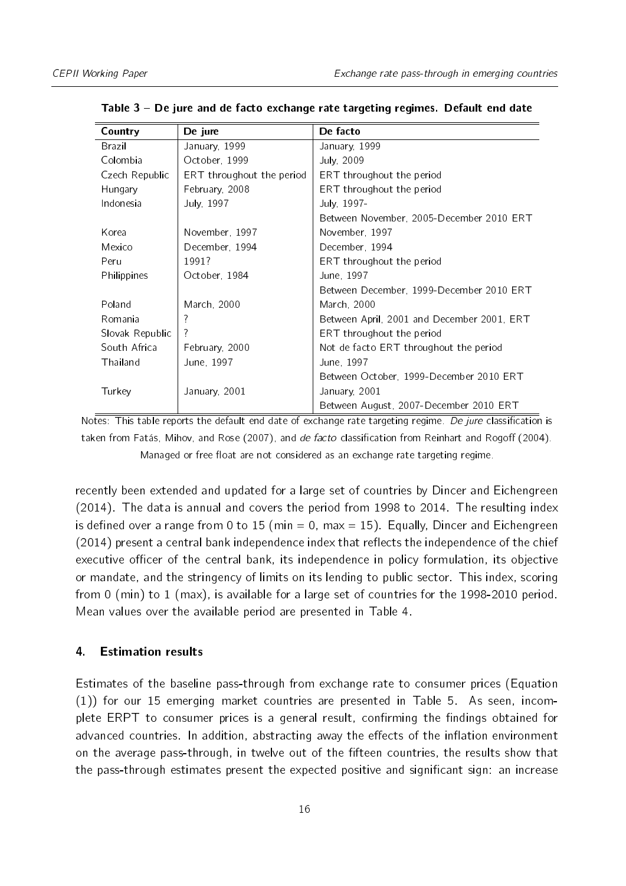**Table 3 – De jure and de facto exchange rate targeting regimes. Default end date**

| Country | De jure | De facto |
|---|---|---|
| Brazil | January, 1999 | January, 1999 |
| Colombia | October, 1999 | July, 2009 |
| Czech Republic | ERT throughout the period | ERT throughout the period |
| Hungary | February, 2008 | ERT throughout the period |
| Indonesia | July, 1997 | July, 1997- |
| | | Between November, 2005-December 2010 ERT |
| Korea | November, 1997 | November, 1997 |
| Mexico | December, 1994 | December, 1994 |
| Peru | 1991? | ERT throughout the period |
| Philippines | October, 1984 | June, 1997 |
| | | Between December, 1999-December 2010 ERT |
| Poland | March, 2000 | March, 2000 |
| Romania | ? | Between April, 2001 and December 2001, ERT |
| Slovak Republic | ? | ERT throughout the period |
| South Africa | February, 2000 | Not de facto ERT throughout the period |
| Thailand | June, 1997 | June, 1997 |
| | | Between October, 1999-December 2010 ERT |
| Turkey | January, 2001 | January, 2001 |
| | | Between August, 2007-December 2010 ERT |

Notes: This table reports the default end date of exchange rate targeting regime. *De jure* classification is taken from Fatás, Mihov, and Rose (2007), and *de facto* classification from Reinhart and Rogoff (2004). Managed or free float are not considered as an exchange rate targeting regime.

recently been extended and updated for a large set of countries by Dincer and Eichengreen (2014). The data is annual and covers the period from 1998 to 2014. The resulting index is defined over a range from 0 to 15 (min = 0, max = 15). Equally, Dincer and Eichengreen (2014) present a central bank independence index that reflects the independence of the chief executive officer of the central bank, its independence in policy formulation, its objective or mandate, and the stringency of limits on its lending to public sector. This index, scoring from 0 (min) to 1 (max), is available for a large set of countries for the 1998-2010 period. Mean values over the available period are presented in Table 4.

## 4. Estimation results

Estimates of the baseline pass-through from exchange rate to consumer prices (Equation (1)) for our 15 emerging market countries are presented in Table 5. As seen, incomplete ERPT to consumer prices is a general result, confirming the findings obtained for advanced countries. In addition, abstracting away the effects of the inflation environment on the average pass-through, in twelve out of the fifteen countries, the results show that the pass-through estimates present the expected positive and significant sign: an increase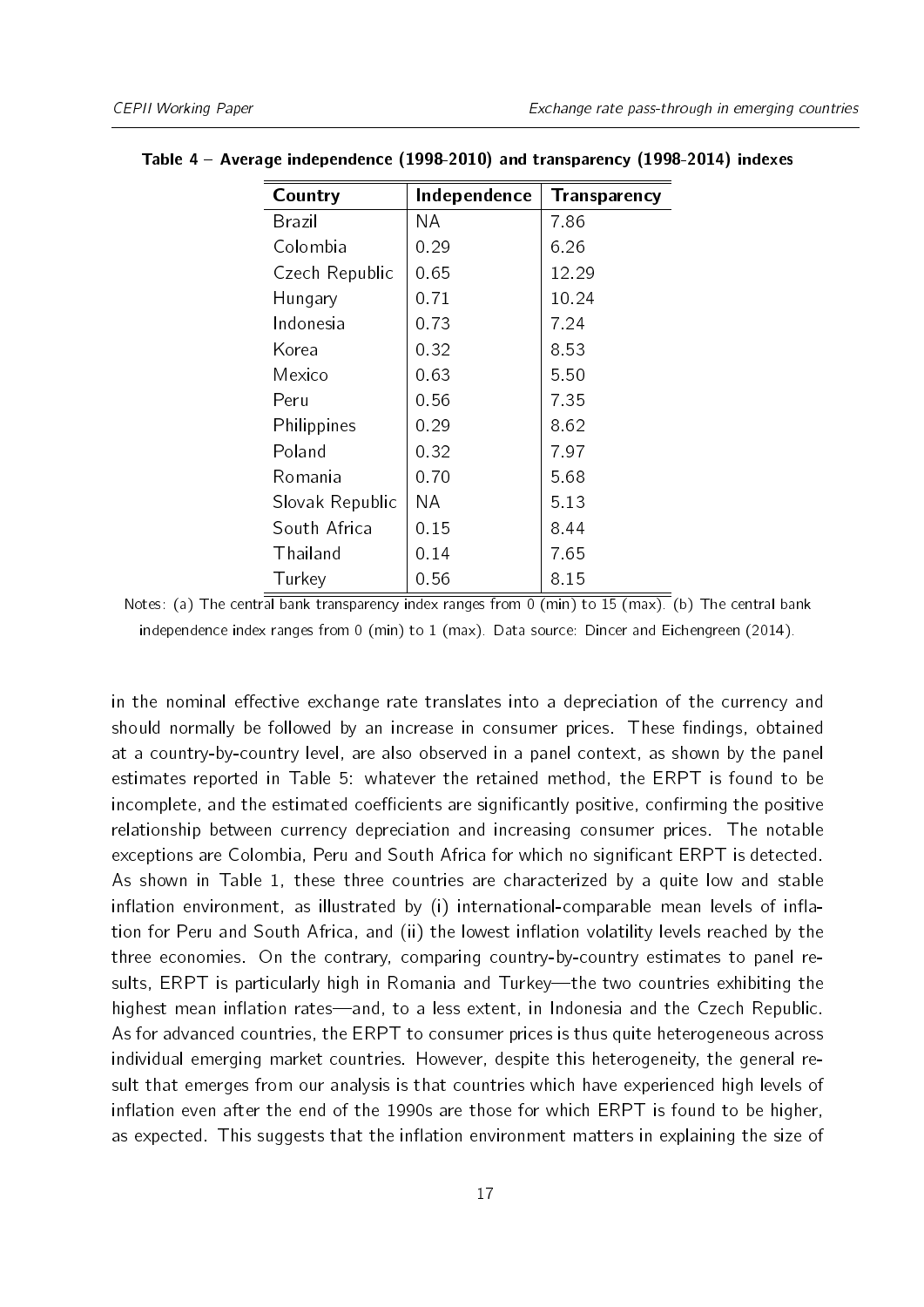**Table 4 – Average independence (1998-2010) and transparency (1998-2014) indexes**

| Country | Independence | Transparency |
|---|---|---|
| Brazil | NA | 7.86 |
| Colombia | 0.29 | 6.26 |
| Czech Republic | 0.65 | 12.29 |
| Hungary | 0.71 | 10.24 |
| Indonesia | 0.73 | 7.24 |
| Korea | 0.32 | 8.53 |
| Mexico | 0.63 | 5.50 |
| Peru | 0.56 | 7.35 |
| Philippines | 0.29 | 8.62 |
| Poland | 0.32 | 7.97 |
| Romania | 0.70 | 5.68 |
| Slovak Republic | NA | 5.13 |
| South Africa | 0.15 | 8.44 |
| Thailand | 0.14 | 7.65 |
| Turkey | 0.56 | 8.15 |

Notes: (a) The central bank transparency index ranges from 0 (min) to 15 (max). (b) The central bank independence index ranges from 0 (min) to 1 (max). Data source: Dincer and Eichengreen (2014).

in the nominal effective exchange rate translates into a depreciation of the currency and should normally be followed by an increase in consumer prices. These findings, obtained at a country-by-country level, are also observed in a panel context, as shown by the panel estimates reported in Table 5: whatever the retained method, the ERPT is found to be incomplete, and the estimated coefficients are significantly positive, confirming the positive relationship between currency depreciation and increasing consumer prices. The notable exceptions are Colombia, Peru and South Africa for which no significant ERPT is detected. As shown in Table 1, these three countries are characterized by a quite low and stable inflation environment, as illustrated by (i) international-comparable mean levels of inflation for Peru and South Africa, and (ii) the lowest inflation volatility levels reached by the three economies. On the contrary, comparing country-by-country estimates to panel results, ERPT is particularly high in Romania and Turkey—the two countries exhibiting the highest mean inflation rates—and, to a less extent, in Indonesia and the Czech Republic. As for advanced countries, the ERPT to consumer prices is thus quite heterogeneous across individual emerging market countries. However, despite this heterogeneity, the general result that emerges from our analysis is that countries which have experienced high levels of inflation even after the end of the 1990s are those for which ERPT is found to be higher, as expected. This suggests that the inflation environment matters in explaining the size of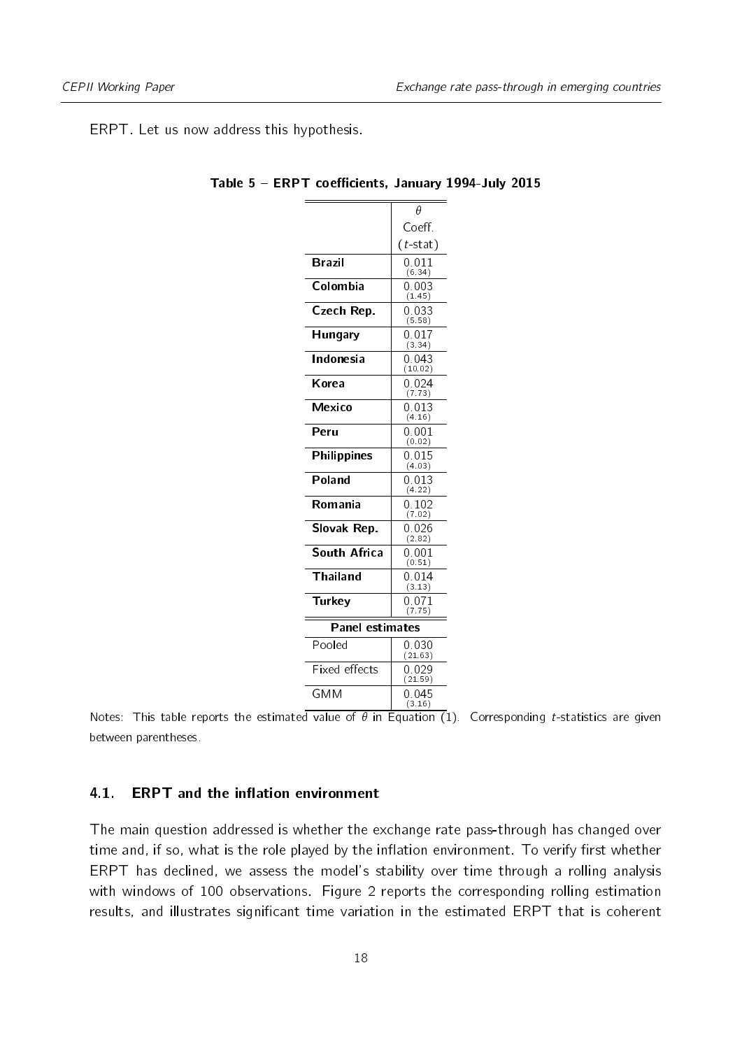ERPT. Let us now address this hypothesis.

**Table 5 – ERPT coefficients, January 1994-July 2015**

| | $\theta$ Coeff. ($t$-stat) |
|---|---|
| **Brazil** | 0.011 (6.34) |
| **Colombia** | 0.003 (1.45) |
| **Czech Rep.** | 0.033 (5.58) |
| **Hungary** | 0.017 (3.34) |
| **Indonesia** | 0.043 (10.02) |
| **Korea** | 0.024 (7.73) |
| **Mexico** | 0.013 (4.16) |
| **Peru** | 0.001 (0.02) |
| **Philippines** | 0.015 (4.03) |
| **Poland** | 0.013 (4.22) |
| **Romania** | 0.102 (7.02) |
| **Slovak Rep.** | 0.026 (2.82) |
| **South Africa** | 0.001 (0.51) |
| **Thailand** | 0.014 (3.13) |
| **Turkey** | 0.071 (7.75) |
| **Panel estimates** | |
| Pooled | 0.030 (21.63) |
| Fixed effects | 0.029 (21.59) |
| GMM | 0.045 (3.16) |

Notes: This table reports the estimated value of $\theta$ in Equation (1). Corresponding $t$-statistics are given between parentheses.

### 4.1. ERPT and the inflation environment

The main question addressed is whether the exchange rate pass-through has changed over time and, if so, what is the role played by the inflation environment. To verify first whether ERPT has declined, we assess the model's stability over time through a rolling analysis with windows of 100 observations. Figure 2 reports the corresponding rolling estimation results, and illustrates significant time variation in the estimated ERPT that is coherent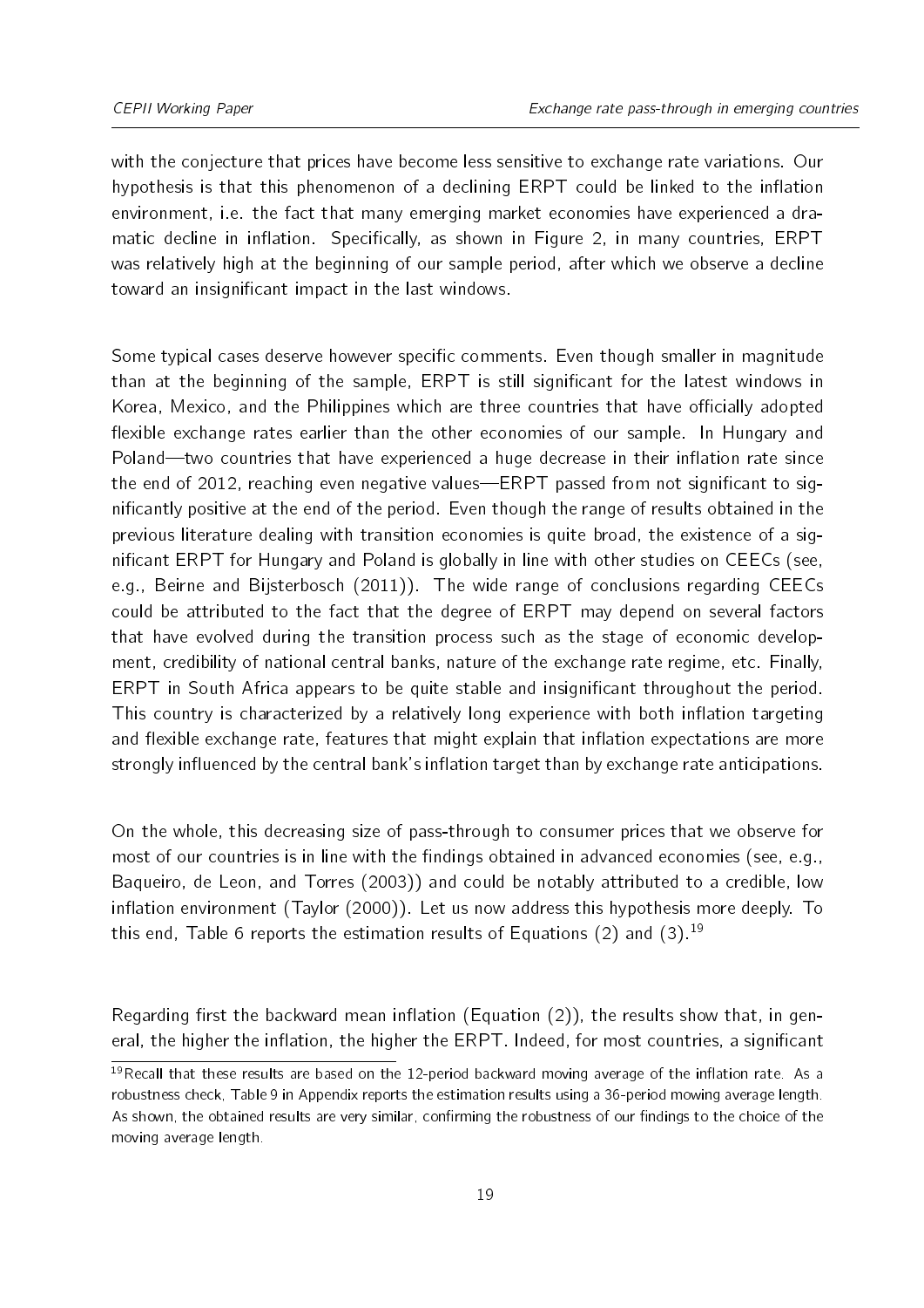with the conjecture that prices have become less sensitive to exchange rate variations. Our hypothesis is that this phenomenon of a declining ERPT could be linked to the inflation environment, i.e. the fact that many emerging market economies have experienced a dramatic decline in inflation. Specifically, as shown in Figure 2, in many countries, ERPT was relatively high at the beginning of our sample period, after which we observe a decline toward an insignificant impact in the last windows.

Some typical cases deserve however specific comments. Even though smaller in magnitude than at the beginning of the sample, ERPT is still significant for the latest windows in Korea, Mexico, and the Philippines which are three countries that have officially adopted flexible exchange rates earlier than the other economies of our sample. In Hungary and Poland—two countries that have experienced a huge decrease in their inflation rate since the end of 2012, reaching even negative values—ERPT passed from not significant to significantly positive at the end of the period. Even though the range of results obtained in the previous literature dealing with transition economies is quite broad, the existence of a significant ERPT for Hungary and Poland is globally in line with other studies on CEECs (see, e.g., Beirne and Bijsterbosch (2011)). The wide range of conclusions regarding CEECs could be attributed to the fact that the degree of ERPT may depend on several factors that have evolved during the transition process such as the stage of economic development, credibility of national central banks, nature of the exchange rate regime, etc. Finally, ERPT in South Africa appears to be quite stable and insignificant throughout the period. This country is characterized by a relatively long experience with both inflation targeting and flexible exchange rate, features that might explain that inflation expectations are more strongly influenced by the central bank's inflation target than by exchange rate anticipations.

On the whole, this decreasing size of pass-through to consumer prices that we observe for most of our countries is in line with the findings obtained in advanced economies (see, e.g., Baqueiro, de Leon, and Torres (2003)) and could be notably attributed to a credible, low inflation environment (Taylor (2000)). Let us now address this hypothesis more deeply. To this end, Table 6 reports the estimation results of Equations (2) and (3).[19]

Regarding first the backward mean inflation (Equation (2)), the results show that, in general, the higher the inflation, the higher the ERPT. Indeed, for most countries, a significant

[19] Recall that these results are based on the 12-period backward moving average of the inflation rate. As a robustness check, Table 9 in Appendix reports the estimation results using a 36-period mowing average length. As shown, the obtained results are very similar, confirming the robustness of our findings to the choice of the moving average length.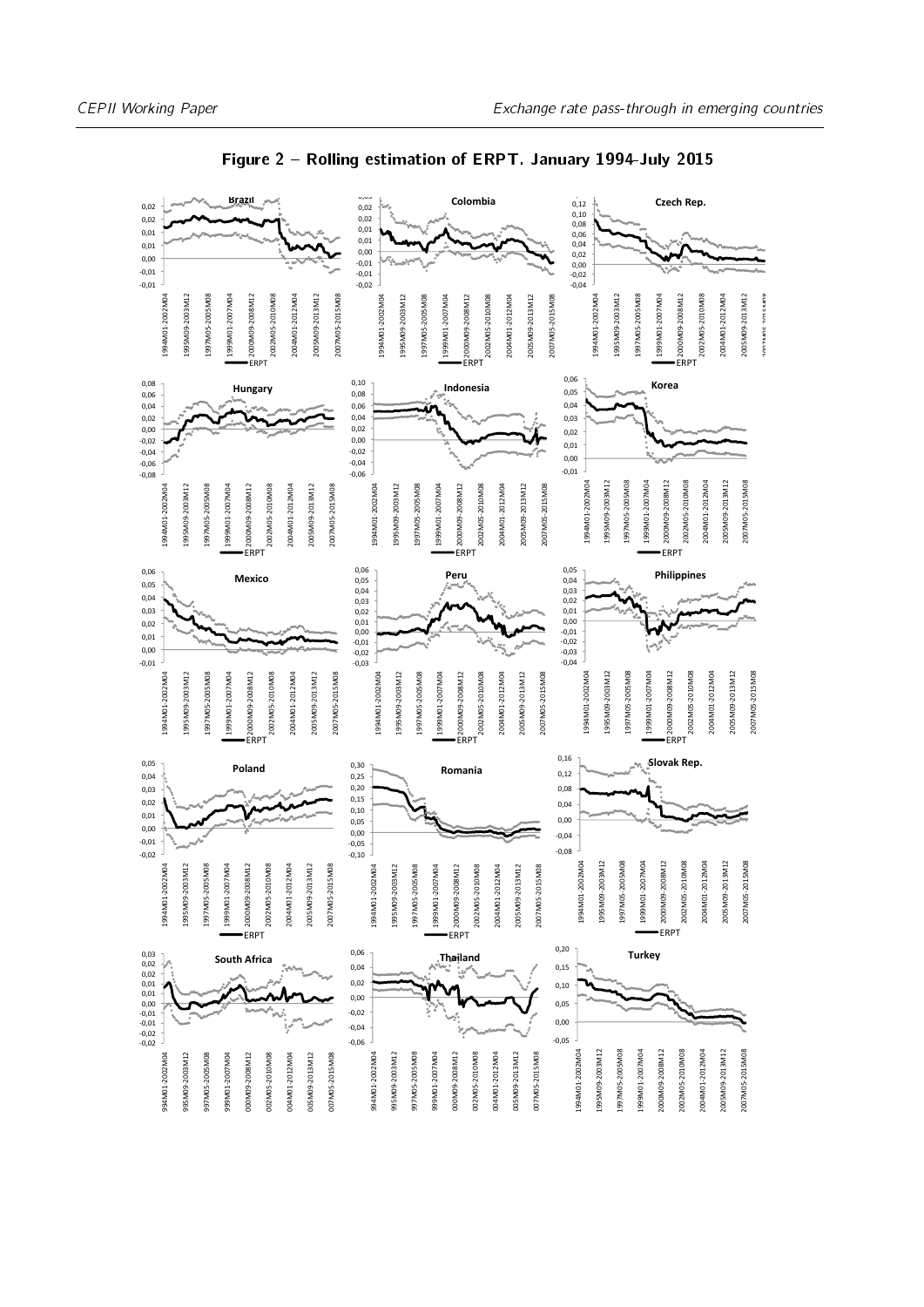# Figure 2 – Rolling estimation of ERPT. January 1994-July 2015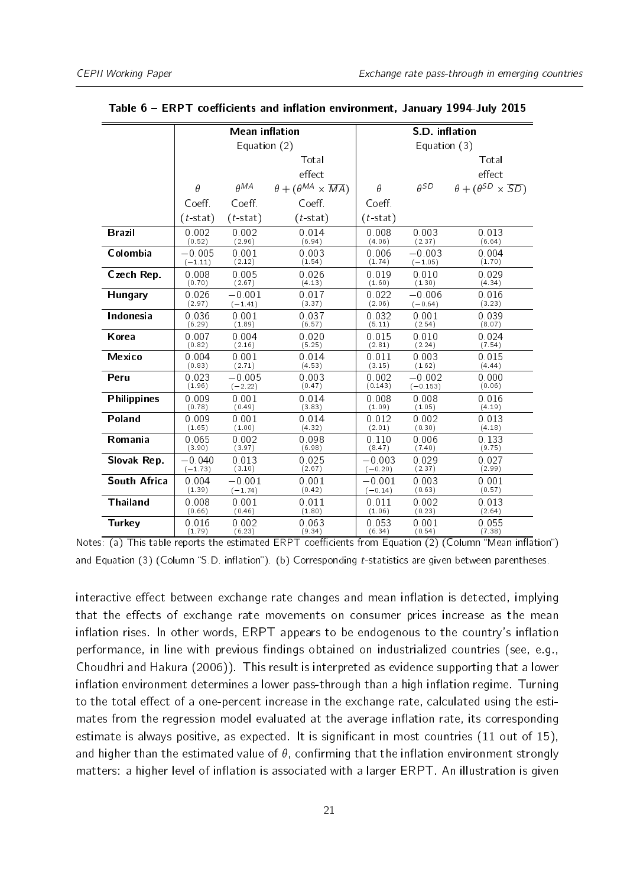**Table 6 – ERPT coefficients and inflation environment, January 1994-July 2015**

| | Mean inflation | | | S.D. inflation | | |
|---|---|---|---|---|---|---|
| | Equation (2) | | | Equation (3) | | |
| | $\theta$ | $\theta^{MA}$ | Total effect $\theta + (\theta^{MA} \times \overline{MA})$ | $\theta$ | $\theta^{SD}$ | Total effect $\theta + (\theta^{SD} \times \overline{SD})$ |
| | Coeff. ($t$-stat) | Coeff. ($t$-stat) | Coeff. ($t$-stat) | Coeff. ($t$-stat) | | |
| **Brazil** | 0.002 (0.52) | 0.002 (2.96) | 0.014 (6.94) | 0.008 (4.06) | 0.003 (2.37) | 0.013 (6.64) |
| **Colombia** | −0.005 (−1.11) | 0.001 (2.12) | 0.003 (1.54) | 0.006 (1.74) | −0.003 (−1.05) | 0.004 (1.70) |
| **Czech Rep.** | 0.008 (0.70) | 0.005 (2.67) | 0.026 (4.13) | 0.019 (1.60) | 0.010 (1.30) | 0.029 (4.34) |
| **Hungary** | 0.026 (2.97) | −0.001 (−1.41) | 0.017 (3.37) | 0.022 (2.06) | −0.006 (−0.64) | 0.016 (3.23) |
| **Indonesia** | 0.036 (6.29) | 0.001 (1.89) | 0.037 (6.57) | 0.032 (5.11) | 0.001 (2.54) | 0.039 (8.07) |
| **Korea** | 0.007 (0.82) | 0.004 (2.16) | 0.020 (5.25) | 0.015 (2.81) | 0.010 (2.24) | 0.024 (7.54) |
| **Mexico** | 0.004 (0.83) | 0.001 (2.71) | 0.014 (4.53) | 0.011 (3.15) | 0.003 (1.62) | 0.015 (4.44) |
| **Peru** | 0.023 (1.96) | −0.005 (−2.22) | 0.003 (0.47) | 0.002 (0.143) | −0.002 (−0.153) | 0.000 (0.06) |
| **Philippines** | 0.009 (0.78) | 0.001 (0.49) | 0.014 (3.83) | 0.008 (1.09) | 0.008 (1.05) | 0.016 (4.19) |
| **Poland** | 0.009 (1.65) | 0.001 (1.00) | 0.014 (4.32) | 0.012 (2.01) | 0.002 (0.30) | 0.013 (4.18) |
| **Romania** | 0.065 (3.90) | 0.002 (3.10) | 0.098 (6.98) | 0.110 (8.47) | 0.006 (7.40) | 0.133 (9.75) |
| **Slovak Rep.** | −0.040 (−1.73) | 0.013 (3.10) | 0.025 (2.67) | −0.003 (−0.20) | 0.029 (2.37) | 0.027 (2.99) |
| **South Africa** | 0.004 (1.39) | −0.001 (−1.74) | 0.001 (0.42) | −0.001 (−0.14) | 0.003 (0.63) | 0.001 (0.57) |
| **Thailand** | 0.008 (0.66) | 0.001 (0.46) | 0.011 (1.80) | 0.011 (1.06) | 0.002 (0.23) | 0.013 (2.64) |
| **Turkey** | 0.016 (1.79) | 0.002 (6.23) | 0.063 (9.34) | 0.053 (6.34) | 0.001 (0.54) | 0.055 (7.38) |

Notes: (a) This table reports the estimated ERPT coefficients from Equation (2) (Column "Mean inflation") and Equation (3) (Column "S.D. inflation"). (b) Corresponding $t$-statistics are given between parentheses.

interactive effect between exchange rate changes and mean inflation is detected, implying that the effects of exchange rate movements on consumer prices increase as the mean inflation rises. In other words, ERPT appears to be endogenous to the country's inflation performance, in line with previous findings obtained on industrialized countries (see, e.g., Choudhri and Hakura (2006)). This result is interpreted as evidence supporting that a lower inflation environment determines a lower pass-through than a high inflation regime. Turning to the total effect of a one-percent increase in the exchange rate, calculated using the estimates from the regression model evaluated at the average inflation rate, its corresponding estimate is always positive, as expected. It is significant in most countries (11 out of 15), and higher than the estimated value of $\theta$, confirming that the inflation environment strongly matters: a higher level of inflation is associated with a larger ERPT. An illustration is given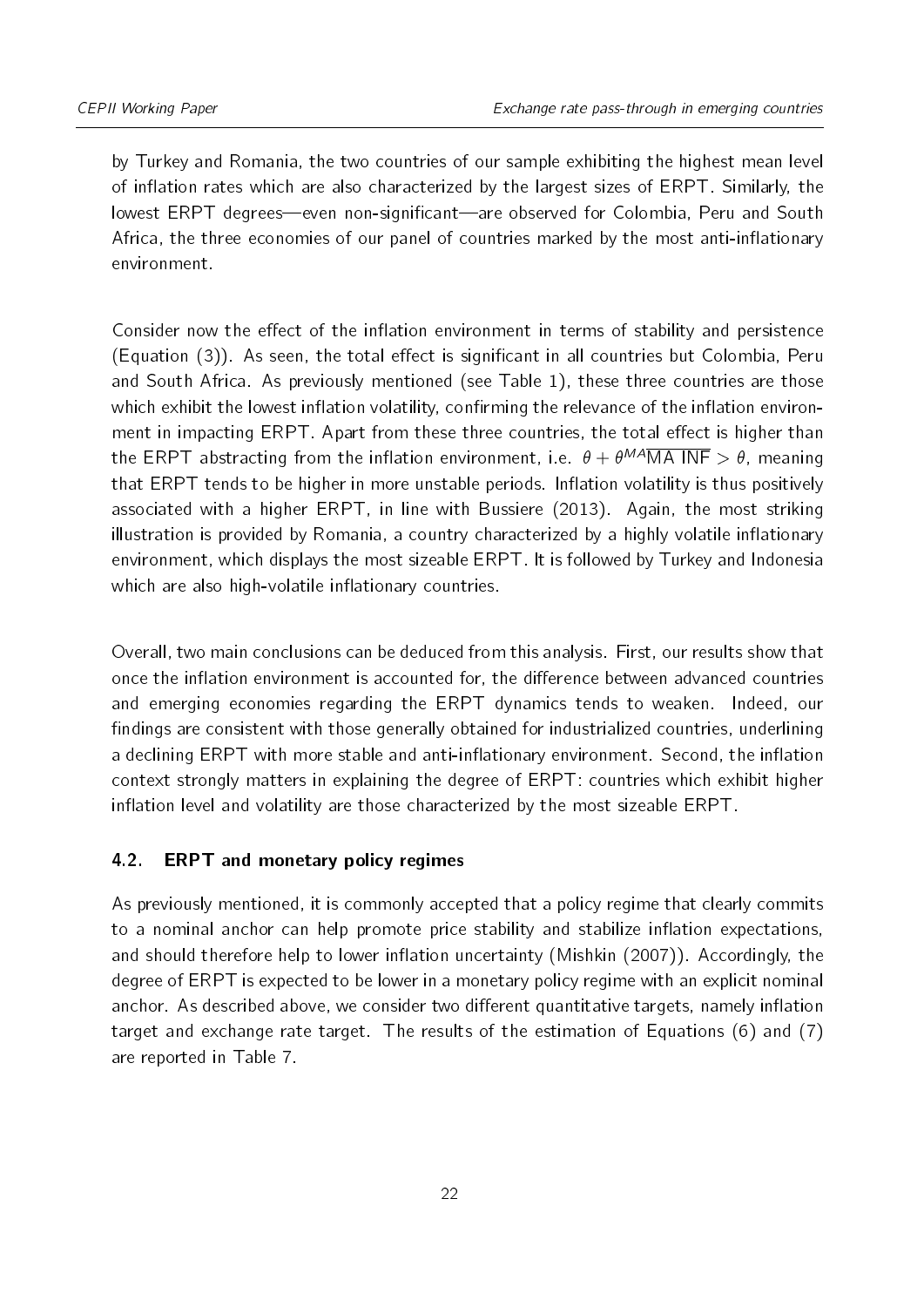by Turkey and Romania, the two countries of our sample exhibiting the highest mean level of inflation rates which are also characterized by the largest sizes of ERPT. Similarly, the lowest ERPT degrees—even non-significant—are observed for Colombia, Peru and South Africa, the three economies of our panel of countries marked by the most anti-inflationary environment.

Consider now the effect of the inflation environment in terms of stability and persistence (Equation (3)). As seen, the total effect is significant in all countries but Colombia, Peru and South Africa. As previously mentioned (see Table 1), these three countries are those which exhibit the lowest inflation volatility, confirming the relevance of the inflation environment in impacting ERPT. Apart from these three countries, the total effect is higher than the ERPT abstracting from the inflation environment, i.e. $\theta + \theta^{MA}\overline{\text{MA INF}} > \theta$, meaning that ERPT tends to be higher in more unstable periods. Inflation volatility is thus positively associated with a higher ERPT, in line with Bussiere (2013). Again, the most striking illustration is provided by Romania, a country characterized by a highly volatile inflationary environment, which displays the most sizeable ERPT. It is followed by Turkey and Indonesia which are also high-volatile inflationary countries.

Overall, two main conclusions can be deduced from this analysis. First, our results show that once the inflation environment is accounted for, the difference between advanced countries and emerging economies regarding the ERPT dynamics tends to weaken. Indeed, our findings are consistent with those generally obtained for industrialized countries, underlining a declining ERPT with more stable and anti-inflationary environment. Second, the inflation context strongly matters in explaining the degree of ERPT: countries which exhibit higher inflation level and volatility are those characterized by the most sizeable ERPT.

### 4.2. ERPT and monetary policy regimes

As previously mentioned, it is commonly accepted that a policy regime that clearly commits to a nominal anchor can help promote price stability and stabilize inflation expectations, and should therefore help to lower inflation uncertainty (Mishkin (2007)). Accordingly, the degree of ERPT is expected to be lower in a monetary policy regime with an explicit nominal anchor. As described above, we consider two different quantitative targets, namely inflation target and exchange rate target. The results of the estimation of Equations (6) and (7) are reported in Table 7.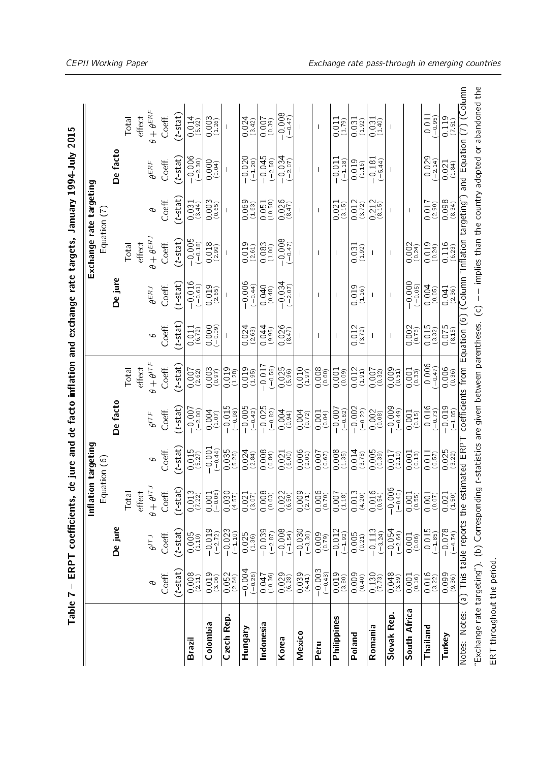**Table 7 – ERPT coefficients, de jure and de facto inflation and exchange rate targets, January 1994-July 2015**

| | Inflation targeting Equation (6) | | | | | | Exchange rate targeting Equation (7) | | | | | |
|---|---|---|---|---|---|---|---|---|---|---|---|---|
| | De jure | | | De facto | | | De jure | | | De facto | | |
| | $\theta$ | $\theta^{ITJ}$ | Total effect $\theta+\theta^{ITJ}$ | $\theta$ | $\theta^{ITF}$ | Total effect $\theta+\theta^{ITF}$ | $\theta$ | $\theta^{ERJ}$ | Total effect $\theta+\theta^{ERJ}$ | $\theta$ | $\theta^{ERF}$ | Total effect $\theta+\theta^{ERF}$ |
| | Coeff. ($t$-stat) | Coeff. ($t$-stat) | Coeff. ($t$-stat) | Coeff. ($t$-stat) | Coeff. ($t$-stat) | Coeff. ($t$-stat) | Coeff. ($t$-stat) | Coeff. ($t$-stat) | Coeff. ($t$-stat) | Coeff. ($t$-stat) | Coeff. ($t$-stat) | Coeff. ($t$-stat) |
| **Brazil** | 0.008 (2.11) | 0.005 (1.10) | 0.013 (7.22) | 0.015 (5.27) | −0.007 (−2.00) | 0.007 (2.62) | 0.011 (6.72) | −0.016 (−0.61) | −0.005 (−0.18) | 0.031 (3.44) | −0.006 (−2.30) | 0.014 (5.92) |
| **Colombia** | 0.019 (3.06) | −0.019 (−2.72) | 0.001 (−0.08) | −0.001 (−0.44) | 0.004 (1.07) | 0.003 (0.97) | 0.000 (−0.09) | 0.019 (2.65) | 0.018 (2.99) | 0.003 (0.65) | 0.000 (0.04) | 0.003 (1.26) |
| **Czech Rep.** | 0.052 (2.64) | −0.023 (−1.10) | 0.030 (4.57) | 0.035 (5.26) | −0.015 (−0.98) | 0.019 (1.28) | – | – | – | – | – | – |
| **Hungary** | −0.004 (−0.26) | 0.025 (1.36) | 0.021 (3.07) | 0.024 (2.84) | −0.005 (−0.42) | 0.019 (1.95) | 0.024 (2.63) | −0.006 (−0.44) | 0.019 (2.61) | 0.069 (1.63) | −0.020 (−1.20) | 0.024 (3.42) |
| **Indonesia** | 0.047 (10.36) | −0.039 (−2.87) | 0.008 (0.63) | 0.008 (0.84) | −0.025 (−0.82) | −0.017 (−0.58) | 0.044 (9.95) | 0.040 (0.48) | 0.083 (1.00) | 0.051 (10.58) | −0.045 (−2.58) | 0.007 (0.39) |
| **Korea** | 0.029 (6.28) | −0.008 (−1.54) | 0.022 (6.50) | 0.021 (6.00) | 0.004 (0.94) | 0.025 (5.96) | 0.026 (8.47) | −0.034 (−2.07) | −0.008 (−0.47) | 0.026 (8.47) | −0.034 (−2.07) | −0.008 (−0.47) |
| **Mexico** | 0.039 (4.41) | −0.030 (−3.30) | 0.009 (2.71) | 0.006 (2.01) | 0.004 (0.72) | 0.010 (1.97) | – | – | – | – | – | – |
| **Peru** | −0.003 (−0.43) | 0.009 (0.79) | 0.006 (0.70) | 0.007 (0.67) | 0.001 (0.04) | 0.008 (0.60) | – | – | – | – | – | – |
| **Philippines** | 0.019 (3.80) | −0.012 (−1.92) | 0.007 (1.18) | 0.008 (1.35) | −0.007 (−0.62) | 0.001 (0.09) | – | – | – | 0.021 (3.15) | −0.011 (−1.18) | 0.011 (1.79) |
| **Poland** | 0.009 (0.40) | 0.005 (0.21) | 0.013 (4.20) | 0.014 (3.78) | −0.002 (−0.22) | 0.012 (1.91) | 0.012 (3.72) | 0.019 (1.16) | 0.031 (1.92) | 0.012 (3.72) | 0.019 (1.16) | 0.031 (1.92) |
| **Romania** | 0.130 (7.73) | −0.113 (−3.24) | 0.016 (0.54) | 0.005 (0.39) | 0.002 (0.08) | 0.007 (0.32) | – | – | – | 0.212 (8.15) | −0.181 (−5.44) | 0.031 (1.40) |
| **Slovak Rep.** | 0.048 (3.59) | −0.054 (−2.64) | −0.006 (−0.40) | 0.017 (2.10) | −0.009 (−0.49) | 0.009 (0.51) | – | – | – | – | – | – |
| **South Africa** | 0.001 (0.16) | 0.001 (0.06) | 0.001 (0.55) | 0.001 (0.13) | 0.001 (0.15) | 0.001 (0.33) | 0.002 (0.76) | −0.000 (−0.05) | 0.002 (0.24) | – | | |
| **Thailand** | 0.016 (3.22) | −0.015 (−1.85) | 0.001 (0.07) | 0.011 (0.57) | −0.016 (−0.73) | −0.006 (−0.47) | 0.015 (3.32) | 0.004 (0.05) | 0.019 (0.24) | 0.017 (2.90) | −0.029 (−2.14) | −0.011 (−0.95) |
| **Turkey** | 0.099 (9.36) | −0.078 (−4.74) | 0.021 (1.50) | 0.025 (3.22) | −0.019 (−1.05) | 0.006 (0.36) | 0.075 (8.15) | 0.041 (2.36) | 0.116 (6.23) | 0.098 (8.34) | 0.021 (1.84) | 0.119 (7.51) |

Notes: Notes: (a) This table reports the estimated ERPT coefficients from Equation (6) (Column "Inflation targeting") and Equation (7) (Column "Exchange rate targeting"). (b) Corresponding $t$-statistics are given between parentheses. (c) −− implies than the country adopted or abandoned the ERT throughout the period.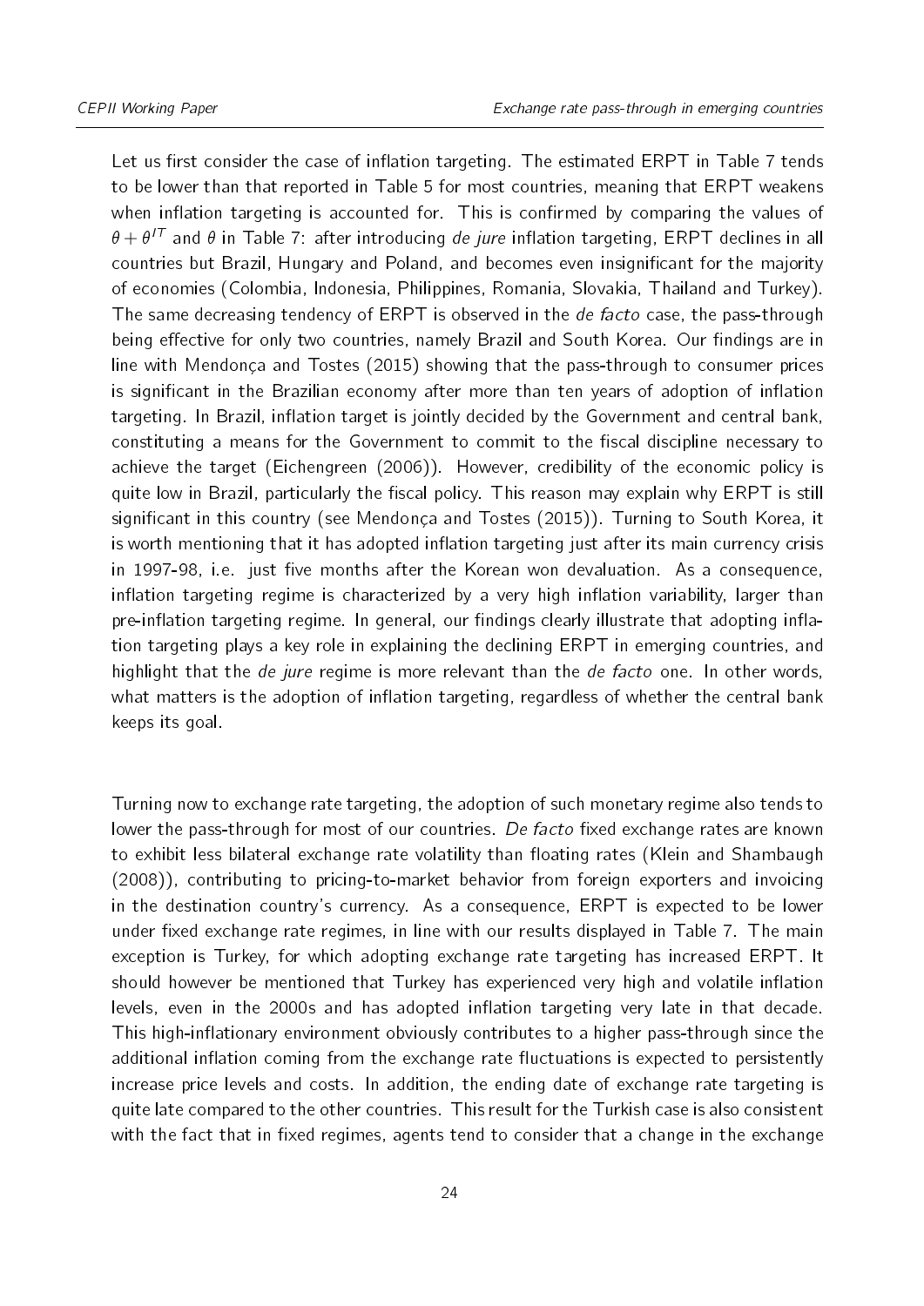Let us first consider the case of inflation targeting. The estimated ERPT in Table 7 tends to be lower than that reported in Table 5 for most countries, meaning that ERPT weakens when inflation targeting is accounted for. This is confirmed by comparing the values of $\theta + \theta^{IT}$ and $\theta$ in Table 7: after introducing *de jure* inflation targeting, ERPT declines in all countries but Brazil, Hungary and Poland, and becomes even insignificant for the majority of economies (Colombia, Indonesia, Philippines, Romania, Slovakia, Thailand and Turkey). The same decreasing tendency of ERPT is observed in the *de facto* case, the pass-through being effective for only two countries, namely Brazil and South Korea. Our findings are in line with Mendonça and Tostes (2015) showing that the pass-through to consumer prices is significant in the Brazilian economy after more than ten years of adoption of inflation targeting. In Brazil, inflation target is jointly decided by the Government and central bank, constituting a means for the Government to commit to the fiscal discipline necessary to achieve the target (Eichengreen (2006)). However, credibility of the economic policy is quite low in Brazil, particularly the fiscal policy. This reason may explain why ERPT is still significant in this country (see Mendonça and Tostes (2015)). Turning to South Korea, it is worth mentioning that it has adopted inflation targeting just after its main currency crisis in 1997-98, i.e. just five months after the Korean won devaluation. As a consequence, inflation targeting regime is characterized by a very high inflation variability, larger than pre-inflation targeting regime. In general, our findings clearly illustrate that adopting inflation targeting plays a key role in explaining the declining ERPT in emerging countries, and highlight that the *de jure* regime is more relevant than the *de facto* one. In other words, what matters is the adoption of inflation targeting, regardless of whether the central bank keeps its goal.

Turning now to exchange rate targeting, the adoption of such monetary regime also tends to lower the pass-through for most of our countries. *De facto* fixed exchange rates are known to exhibit less bilateral exchange rate volatility than floating rates (Klein and Shambaugh (2008)), contributing to pricing-to-market behavior from foreign exporters and invoicing in the destination country's currency. As a consequence, ERPT is expected to be lower under fixed exchange rate regimes, in line with our results displayed in Table 7. The main exception is Turkey, for which adopting exchange rate targeting has increased ERPT. It should however be mentioned that Turkey has experienced very high and volatile inflation levels, even in the 2000s and has adopted inflation targeting very late in that decade. This high-inflationary environment obviously contributes to a higher pass-through since the additional inflation coming from the exchange rate fluctuations is expected to persistently increase price levels and costs. In addition, the ending date of exchange rate targeting is quite late compared to the other countries. This result for the Turkish case is also consistent with the fact that in fixed regimes, agents tend to consider that a change in the exchange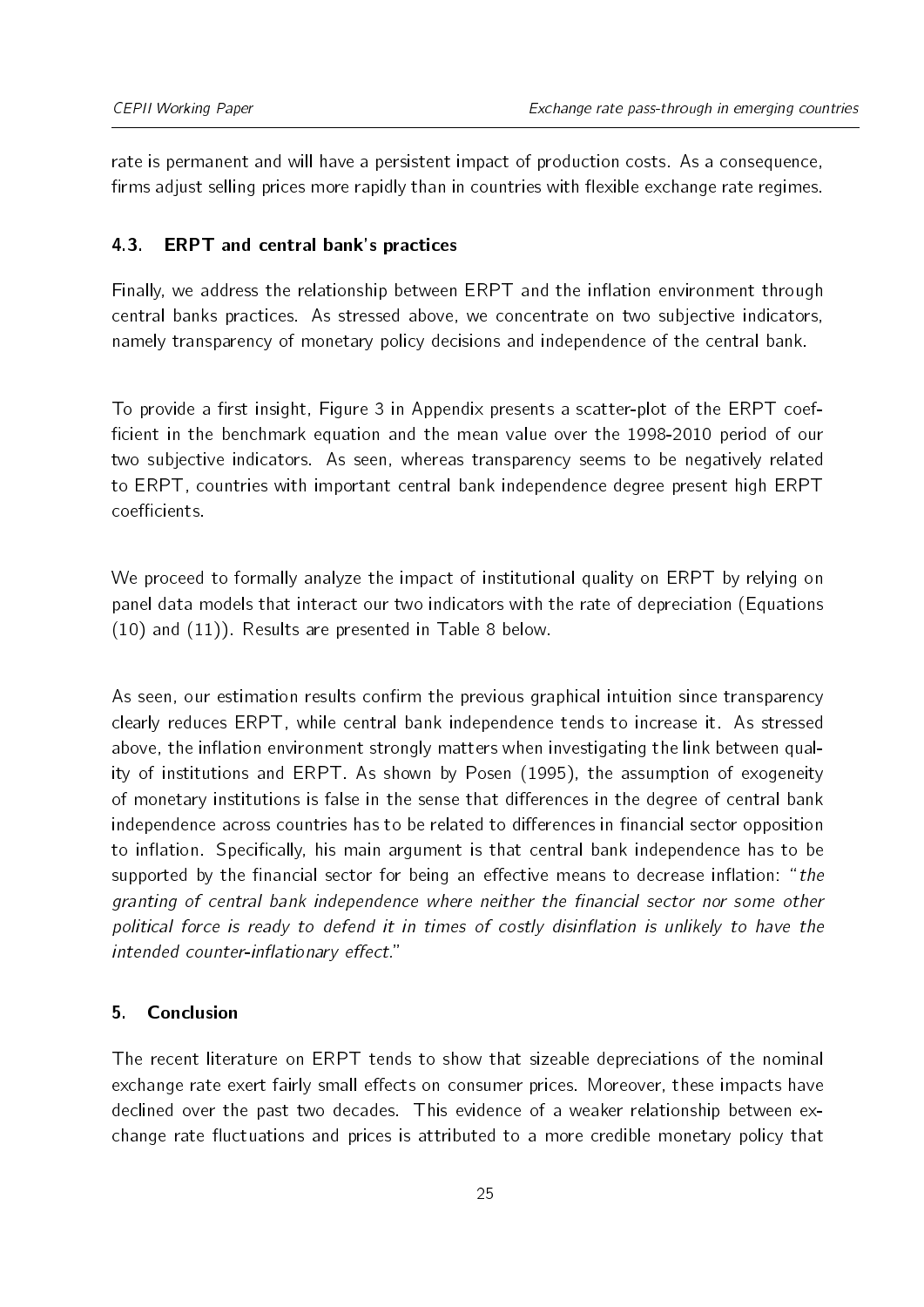rate is permanent and will have a persistent impact of production costs. As a consequence, firms adjust selling prices more rapidly than in countries with flexible exchange rate regimes.

### 4.3. ERPT and central bank's practices

Finally, we address the relationship between ERPT and the inflation environment through central banks practices. As stressed above, we concentrate on two subjective indicators, namely transparency of monetary policy decisions and independence of the central bank.

To provide a first insight, Figure 3 in Appendix presents a scatter-plot of the ERPT coefficient in the benchmark equation and the mean value over the 1998-2010 period of our two subjective indicators. As seen, whereas transparency seems to be negatively related to ERPT, countries with important central bank independence degree present high ERPT coefficients.

We proceed to formally analyze the impact of institutional quality on ERPT by relying on panel data models that interact our two indicators with the rate of depreciation (Equations (10) and (11)). Results are presented in Table 8 below.

As seen, our estimation results confirm the previous graphical intuition since transparency clearly reduces ERPT, while central bank independence tends to increase it. As stressed above, the inflation environment strongly matters when investigating the link between quality of institutions and ERPT. As shown by Posen (1995), the assumption of exogeneity of monetary institutions is false in the sense that differences in the degree of central bank independence across countries has to be related to differences in financial sector opposition to inflation. Specifically, his main argument is that central bank independence has to be supported by the financial sector for being an effective means to decrease inflation: "*the granting of central bank independence where neither the financial sector nor some other political force is ready to defend it in times of costly disinflation is unlikely to have the intended counter-inflationary effect.*"

## 5. Conclusion

The recent literature on ERPT tends to show that sizeable depreciations of the nominal exchange rate exert fairly small effects on consumer prices. Moreover, these impacts have declined over the past two decades. This evidence of a weaker relationship between exchange rate fluctuations and prices is attributed to a more credible monetary policy that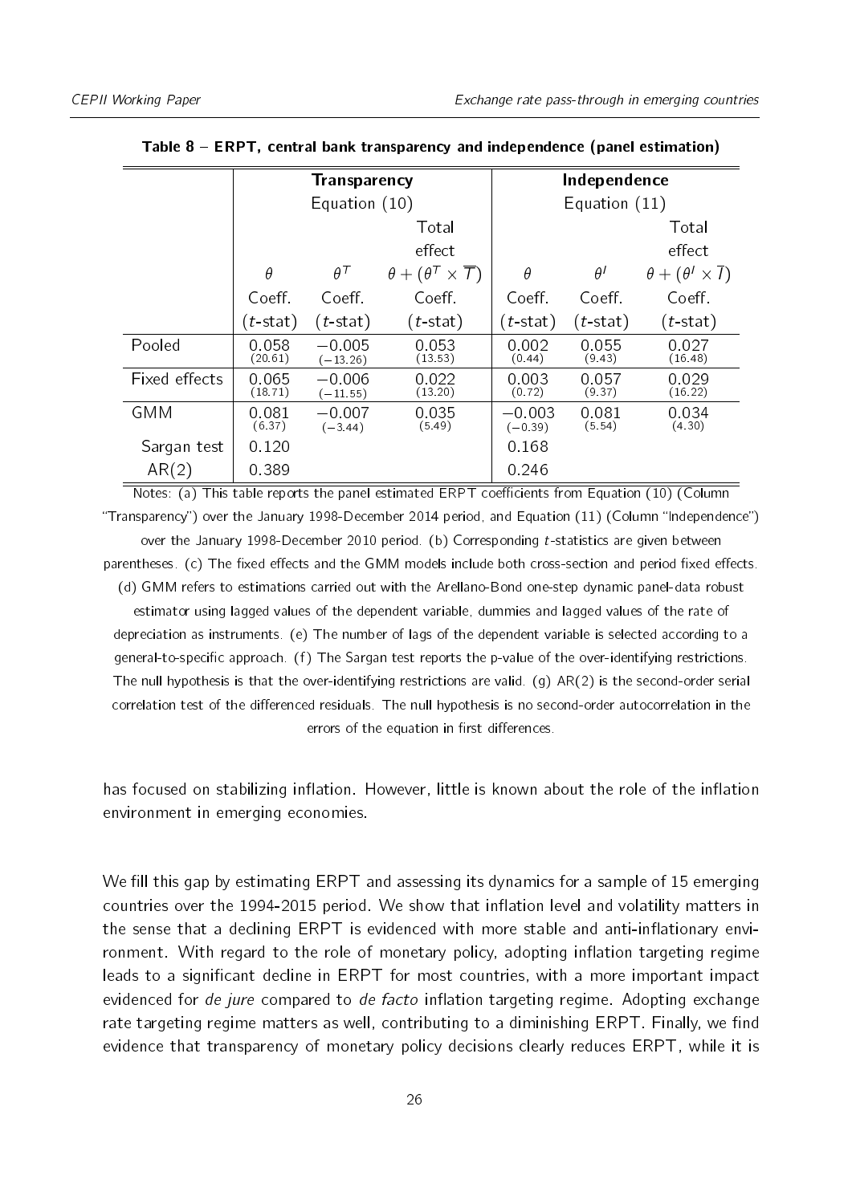**Table 8 – ERPT, central bank transparency and independence (panel estimation)**

| | Transparency | | | Independence | | |
|---|---|---|---|---|---|---|
| | Equation (10) | | | Equation (11) | | |
| | $\theta$ | $\theta^T$ | Total effect $\theta + (\theta^T \times \overline{T})$ | $\theta$ | $\theta^I$ | Total effect $\theta + (\theta^I \times \overline{I})$ |
| | Coeff. ($t$-stat) | Coeff. ($t$-stat) | Coeff. ($t$-stat) | Coeff. ($t$-stat) | Coeff. ($t$-stat) | Coeff. ($t$-stat) |
| Pooled | 0.058 (20.61) | −0.005 (−13.26) | 0.053 (13.53) | 0.002 (0.44) | 0.055 (9.43) | 0.027 (16.48) |
| Fixed effects | 0.065 (18.71) | −0.006 (−11.55) | 0.022 (13.20) | 0.003 (0.72) | 0.057 (9.37) | 0.029 (16.22) |
| GMM | 0.081 (6.37) | −0.007 (−3.44) | 0.035 (5.49) | −0.003 (−0.39) | 0.081 (5.54) | 0.034 (4.30) |
| Sargan test | 0.120 | | | 0.168 | | |
| AR(2) | 0.389 | | | 0.246 | | |

Notes: (a) This table reports the panel estimated ERPT coefficients from Equation (10) (Column "Transparency") over the January 1998-December 2014 period, and Equation (11) (Column "Independence") over the January 1998-December 2010 period. (b) Corresponding $t$-statistics are given between parentheses. (c) The fixed effects and the GMM models include both cross-section and period fixed effects. (d) GMM refers to estimations carried out with the Arellano-Bond one-step dynamic panel-data robust estimator using lagged values of the dependent variable, dummies and lagged values of the rate of depreciation as instruments. (e) The number of lags of the dependent variable is selected according to a general-to-specific approach. (f) The Sargan test reports the p-value of the over-identifying restrictions. The null hypothesis is that the over-identifying restrictions are valid. (g) AR(2) is the second-order serial correlation test of the differenced residuals. The null hypothesis is no second-order autocorrelation in the errors of the equation in first differences.

has focused on stabilizing inflation. However, little is known about the role of the inflation environment in emerging economies.

We fill this gap by estimating ERPT and assessing its dynamics for a sample of 15 emerging countries over the 1994-2015 period. We show that inflation level and volatility matters in the sense that a declining ERPT is evidenced with more stable and anti-inflationary environment. With regard to the role of monetary policy, adopting inflation targeting regime leads to a significant decline in ERPT for most countries, with a more important impact evidenced for *de jure* compared to *de facto* inflation targeting regime. Adopting exchange rate targeting regime matters as well, contributing to a diminishing ERPT. Finally, we find evidence that transparency of monetary policy decisions clearly reduces ERPT, while it is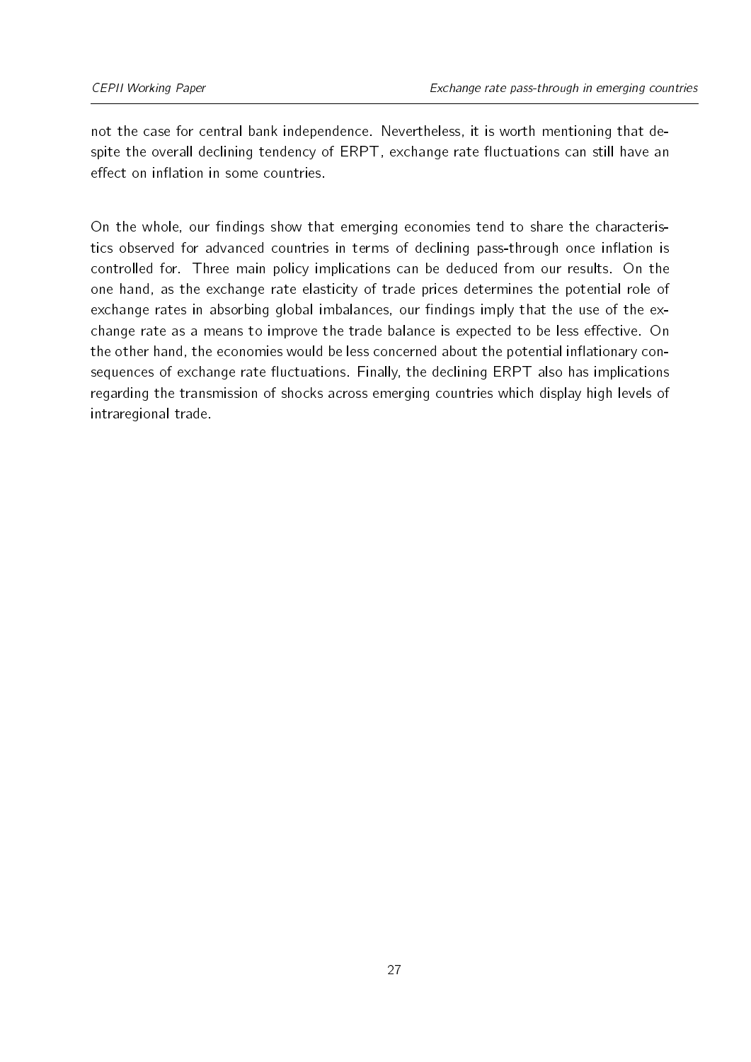not the case for central bank independence. Nevertheless, it is worth mentioning that despite the overall declining tendency of ERPT, exchange rate fluctuations can still have an effect on inflation in some countries.

On the whole, our findings show that emerging economies tend to share the characteristics observed for advanced countries in terms of declining pass-through once inflation is controlled for. Three main policy implications can be deduced from our results. On the one hand, as the exchange rate elasticity of trade prices determines the potential role of exchange rates in absorbing global imbalances, our findings imply that the use of the exchange rate as a means to improve the trade balance is expected to be less effective. On the other hand, the economies would be less concerned about the potential inflationary consequences of exchange rate fluctuations. Finally, the declining ERPT also has implications regarding the transmission of shocks across emerging countries which display high levels of intraregional trade.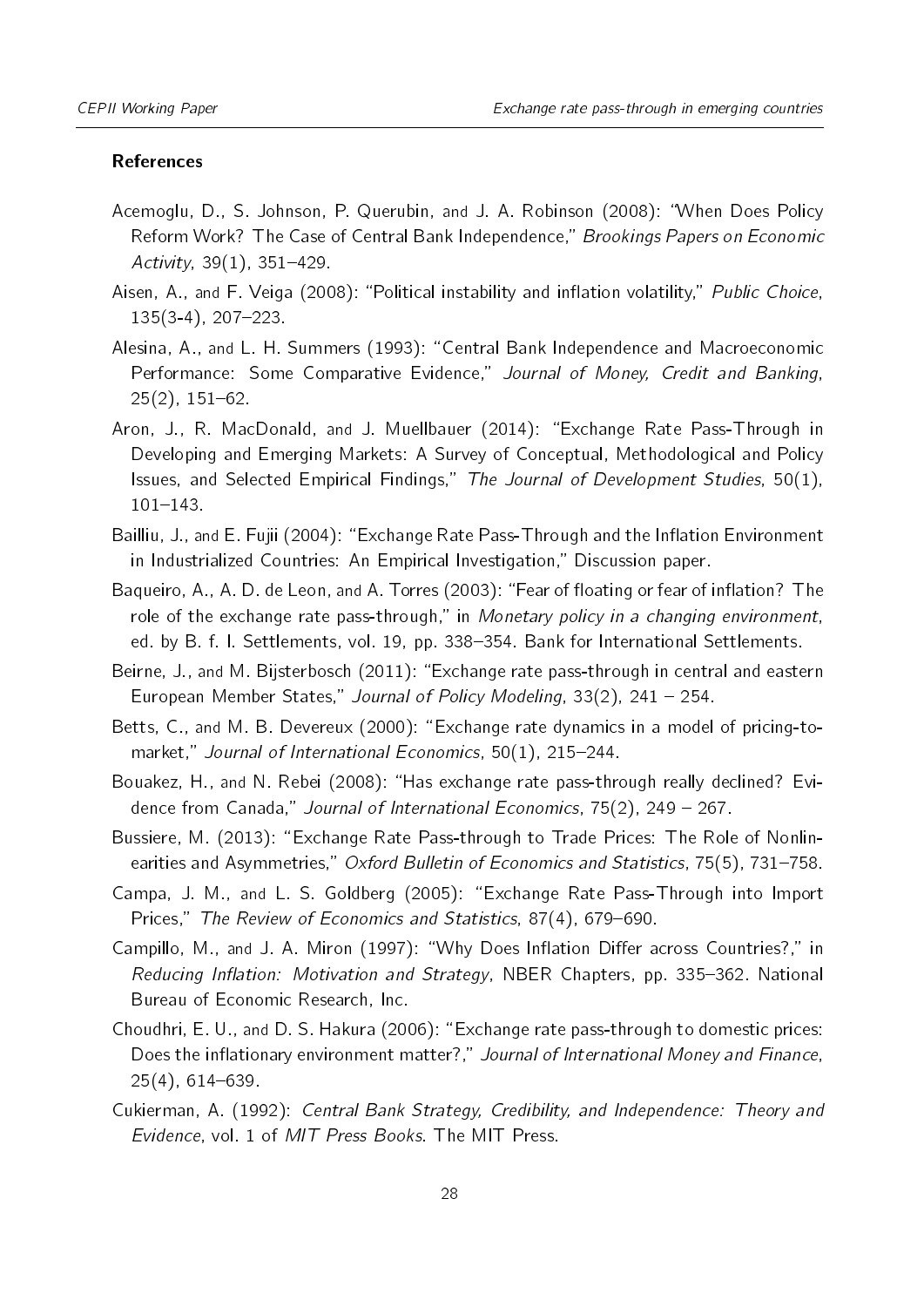### References

Acemoglu, D., S. Johnson, P. Querubin, and J. A. Robinson (2008): "When Does Policy Reform Work? The Case of Central Bank Independence," *Brookings Papers on Economic Activity*, 39(1), 351–429.

Aisen, A., and F. Veiga (2008): "Political instability and inflation volatility," *Public Choice*, 135(3-4), 207–223.

Alesina, A., and L. H. Summers (1993): "Central Bank Independence and Macroeconomic Performance: Some Comparative Evidence," *Journal of Money, Credit and Banking*, 25(2), 151–62.

Aron, J., R. MacDonald, and J. Muellbauer (2014): "Exchange Rate Pass-Through in Developing and Emerging Markets: A Survey of Conceptual, Methodological and Policy Issues, and Selected Empirical Findings," *The Journal of Development Studies*, 50(1), 101–143.

Bailliu, J., and E. Fujii (2004): "Exchange Rate Pass-Through and the Inflation Environment in Industrialized Countries: An Empirical Investigation," Discussion paper.

Baqueiro, A., A. D. de Leon, and A. Torres (2003): "Fear of floating or fear of inflation? The role of the exchange rate pass-through," in *Monetary policy in a changing environment*, ed. by B. f. I. Settlements, vol. 19, pp. 338–354. Bank for International Settlements.

Beirne, J., and M. Bijsterbosch (2011): "Exchange rate pass-through in central and eastern European Member States," *Journal of Policy Modeling*, 33(2), 241 – 254.

Betts, C., and M. B. Devereux (2000): "Exchange rate dynamics in a model of pricing-to-market," *Journal of International Economics*, 50(1), 215–244.

Bouakez, H., and N. Rebei (2008): "Has exchange rate pass-through really declined? Evidence from Canada," *Journal of International Economics*, 75(2), 249 – 267.

Bussiere, M. (2013): "Exchange Rate Pass-through to Trade Prices: The Role of Nonlinearities and Asymmetries," *Oxford Bulletin of Economics and Statistics*, 75(5), 731–758.

Campa, J. M., and L. S. Goldberg (2005): "Exchange Rate Pass-Through into Import Prices," *The Review of Economics and Statistics*, 87(4), 679–690.

Campillo, M., and J. A. Miron (1997): "Why Does Inflation Differ across Countries?," in *Reducing Inflation: Motivation and Strategy*, NBER Chapters, pp. 335–362. National Bureau of Economic Research, Inc.

Choudhri, E. U., and D. S. Hakura (2006): "Exchange rate pass-through to domestic prices: Does the inflationary environment matter?," *Journal of International Money and Finance*, 25(4), 614–639.

Cukierman, A. (1992): *Central Bank Strategy, Credibility, and Independence: Theory and Evidence*, vol. 1 of *MIT Press Books*. The MIT Press.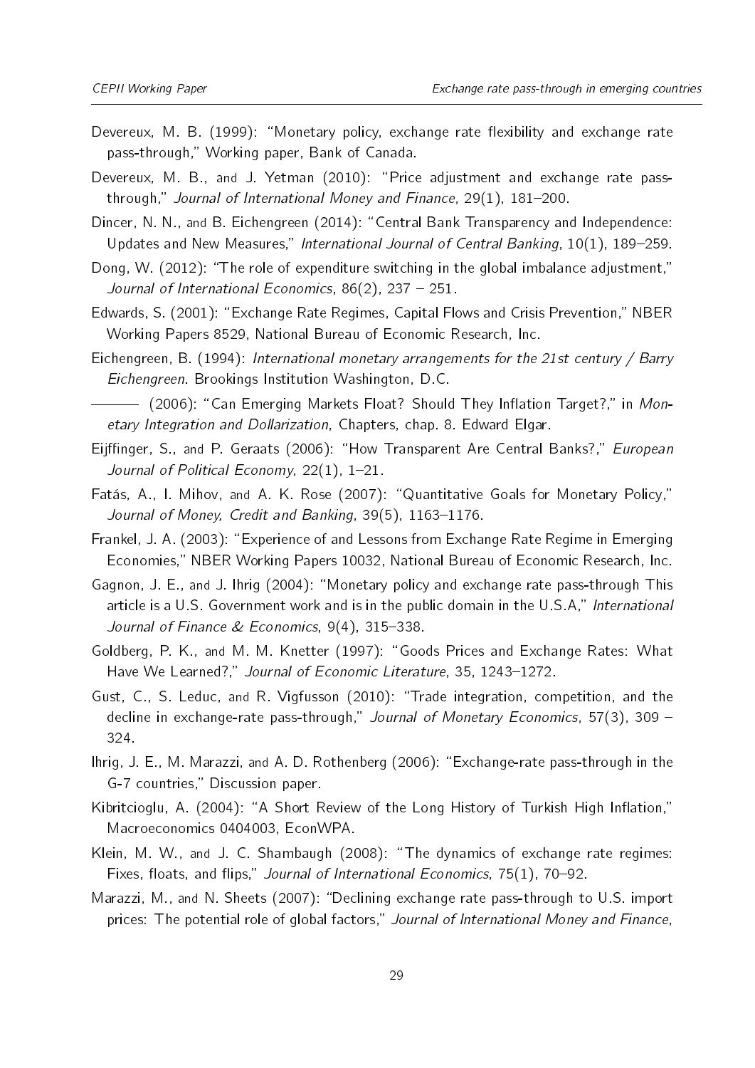Devereux, M. B. (1999): "Monetary policy, exchange rate flexibility and exchange rate pass-through," Working paper, Bank of Canada.

Devereux, M. B., and J. Yetman (2010): "Price adjustment and exchange rate pass-through," *Journal of International Money and Finance*, 29(1), 181–200.

Dincer, N. N., and B. Eichengreen (2014): "Central Bank Transparency and Independence: Updates and New Measures," *International Journal of Central Banking*, 10(1), 189–259.

Dong, W. (2012): "The role of expenditure switching in the global imbalance adjustment," *Journal of International Economics*, 86(2), 237 – 251.

Edwards, S. (2001): "Exchange Rate Regimes, Capital Flows and Crisis Prevention," NBER Working Papers 8529, National Bureau of Economic Research, Inc.

Eichengreen, B. (1994): *International monetary arrangements for the 21st century / Barry Eichengreen*. Brookings Institution Washington, D.C.

——— (2006): "Can Emerging Markets Float? Should They Inflation Target?," in *Monetary Integration and Dollarization*, Chapters, chap. 8. Edward Elgar.

Eijffinger, S., and P. Geraats (2006): "How Transparent Are Central Banks?," *European Journal of Political Economy*, 22(1), 1–21.

Fatás, A., I. Mihov, and A. K. Rose (2007): "Quantitative Goals for Monetary Policy," *Journal of Money, Credit and Banking*, 39(5), 1163–1176.

Frankel, J. A. (2003): "Experience of and Lessons from Exchange Rate Regime in Emerging Economies," NBER Working Papers 10032, National Bureau of Economic Research, Inc.

Gagnon, J. E., and J. Ihrig (2004): "Monetary policy and exchange rate pass-through This article is a U.S. Government work and is in the public domain in the U.S.A," *International Journal of Finance & Economics*, 9(4), 315–338.

Goldberg, P. K., and M. M. Knetter (1997): "Goods Prices and Exchange Rates: What Have We Learned?," *Journal of Economic Literature*, 35, 1243–1272.

Gust, C., S. Leduc, and R. Vigfusson (2010): "Trade integration, competition, and the decline in exchange-rate pass-through," *Journal of Monetary Economics*, 57(3), 309 – 324.

Ihrig, J. E., M. Marazzi, and A. D. Rothenberg (2006): "Exchange-rate pass-through in the G-7 countries," Discussion paper.

Kibritcioglu, A. (2004): "A Short Review of the Long History of Turkish High Inflation," Macroeconomics 0404003, EconWPA.

Klein, M. W., and J. C. Shambaugh (2008): "The dynamics of exchange rate regimes: Fixes, floats, and flips," *Journal of International Economics*, 75(1), 70–92.

Marazzi, M., and N. Sheets (2007): "Declining exchange rate pass-through to U.S. import prices: The potential role of global factors," *Journal of International Money and Finance*,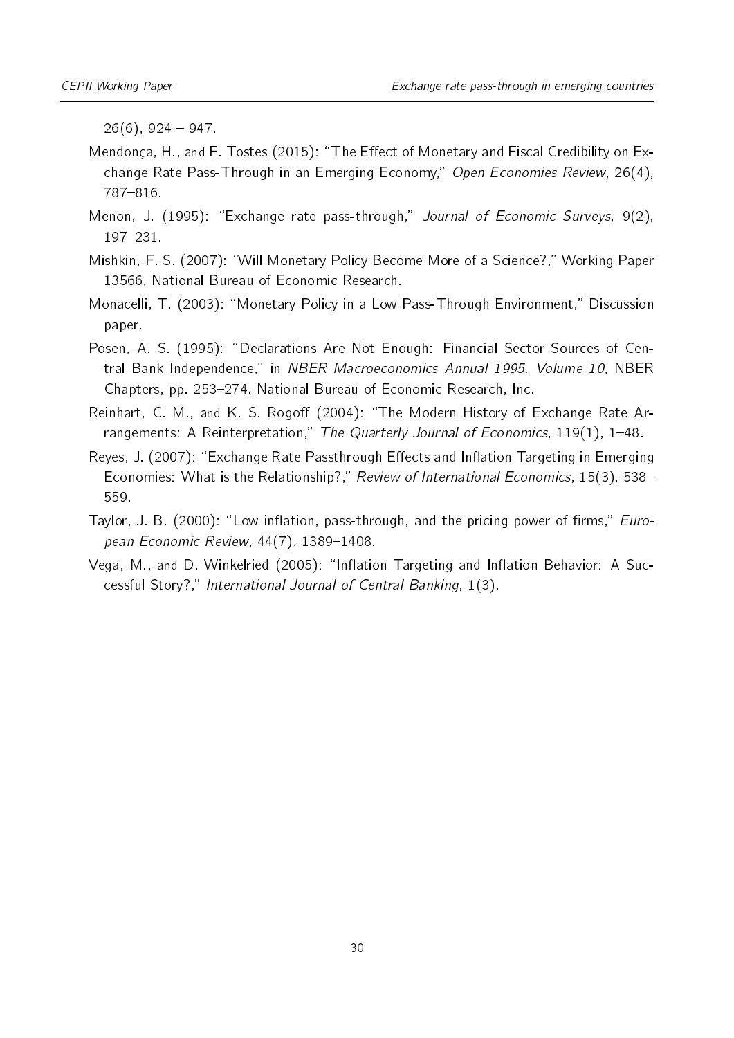26(6), 924 – 947.

Mendonça, H., and F. Tostes (2015): "The Effect of Monetary and Fiscal Credibility on Exchange Rate Pass-Through in an Emerging Economy," *Open Economies Review*, 26(4), 787–816.

Menon, J. (1995): "Exchange rate pass-through," *Journal of Economic Surveys*, 9(2), 197–231.

Mishkin, F. S. (2007): "Will Monetary Policy Become More of a Science?," Working Paper 13566, National Bureau of Economic Research.

Monacelli, T. (2003): "Monetary Policy in a Low Pass-Through Environment," Discussion paper.

Posen, A. S. (1995): "Declarations Are Not Enough: Financial Sector Sources of Central Bank Independence," in *NBER Macroeconomics Annual 1995, Volume 10*, NBER Chapters, pp. 253–274. National Bureau of Economic Research, Inc.

Reinhart, C. M., and K. S. Rogoff (2004): "The Modern History of Exchange Rate Arrangements: A Reinterpretation," *The Quarterly Journal of Economics*, 119(1), 1–48.

Reyes, J. (2007): "Exchange Rate Passthrough Effects and Inflation Targeting in Emerging Economies: What is the Relationship?," *Review of International Economics*, 15(3), 538–559.

Taylor, J. B. (2000): "Low inflation, pass-through, and the pricing power of firms," *European Economic Review*, 44(7), 1389–1408.

Vega, M., and D. Winkelried (2005): "Inflation Targeting and Inflation Behavior: A Successful Story?," *International Journal of Central Banking*, 1(3).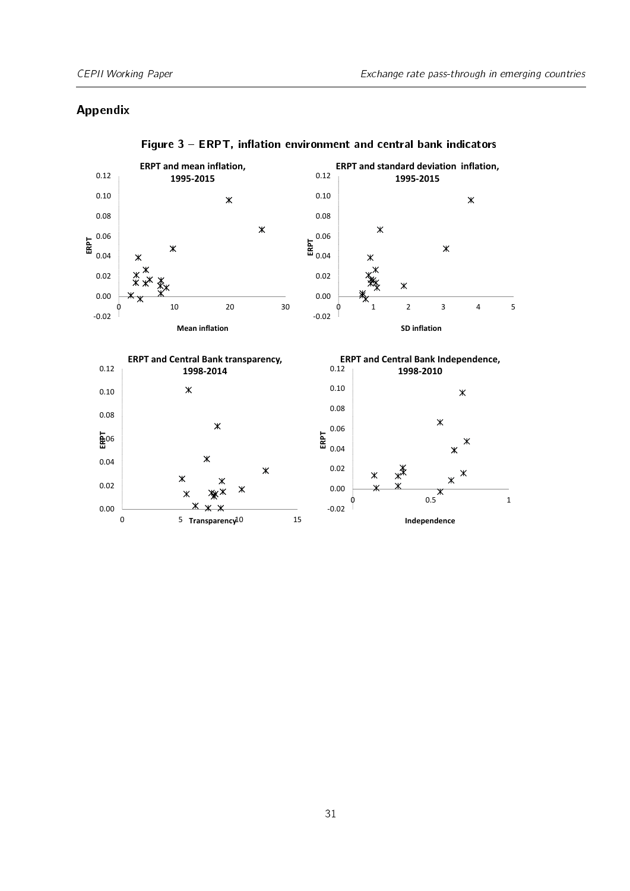## Appendix

**Figure 3 – ERPT, inflation environment and central bank indicators**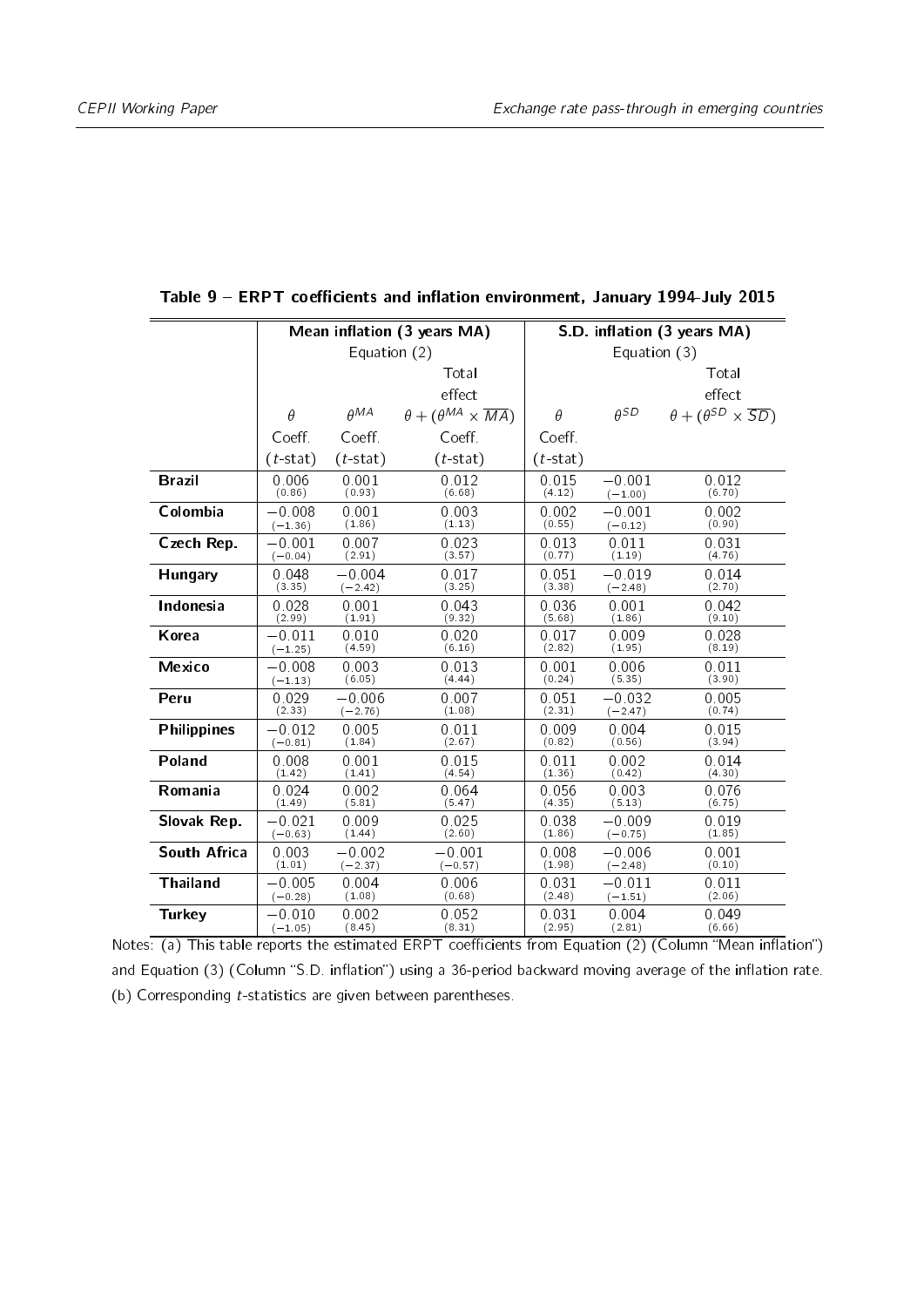**Table 9 – ERPT coefficients and inflation environment, January 1994-July 2015**

| | Mean inflation (3 years MA) | | | S.D. inflation (3 years MA) | | |
|---|---|---|---|---|---|---|
| | Equation (2) | | | Equation (3) | | |
| | | | Total effect | | | Total effect |
| | $\theta$ | $\theta^{MA}$ | $\theta + (\theta^{MA} \times \overline{MA})$ | $\theta$ | $\theta^{SD}$ | $\theta + (\theta^{SD} \times \overline{SD})$ |
| | Coeff. | Coeff. | Coeff. | Coeff. | | |
| | ($t$-stat) | ($t$-stat) | ($t$-stat) | ($t$-stat) | | |
| **Brazil** | 0.006 (0.86) | 0.001 (0.93) | 0.012 (6.68) | 0.015 (4.12) | −0.001 (−1.00) | 0.012 (6.70) |
| **Colombia** | −0.008 (−1.36) | 0.001 (1.86) | 0.003 (1.13) | 0.002 (0.55) | −0.001 (−0.12) | 0.002 (0.90) |
| **Czech Rep.** | −0.001 (−0.04) | 0.007 (2.91) | 0.023 (3.57) | 0.013 (0.77) | 0.011 (1.19) | 0.031 (4.76) |
| **Hungary** | 0.048 (3.35) | −0.004 (−2.42) | 0.017 (3.25) | 0.051 (3.38) | −0.019 (−2.48) | 0.014 (2.70) |
| **Indonesia** | 0.028 (2.99) | 0.001 (1.91) | 0.043 (9.32) | 0.036 (5.68) | 0.001 (1.86) | 0.042 (9.10) |
| **Korea** | −0.011 (−1.25) | 0.010 (4.59) | 0.020 (6.16) | 0.017 (2.82) | 0.009 (1.95) | 0.028 (8.19) |
| **Mexico** | −0.008 (−1.13) | 0.003 (6.05) | 0.013 (4.44) | 0.001 (0.24) | 0.006 (5.35) | 0.011 (3.90) |
| **Peru** | 0.029 (2.33) | −0.006 (−2.76) | 0.007 (1.08) | 0.051 (2.31) | −0.032 (−2.47) | 0.005 (0.74) |
| **Philippines** | −0.012 (−0.81) | 0.005 (1.84) | 0.011 (2.67) | 0.009 (0.82) | 0.004 (0.56) | 0.015 (3.94) |
| **Poland** | 0.008 (1.42) | 0.001 (1.41) | 0.015 (4.54) | 0.011 (1.36) | 0.002 (0.42) | 0.014 (4.30) |
| **Romania** | 0.024 (1.49) | 0.002 (5.81) | 0.064 (5.47) | 0.056 (4.35) | 0.003 (5.13) | 0.076 (6.75) |
| **Slovak Rep.** | −0.021 (−0.63) | 0.009 (1.44) | 0.025 (2.60) | 0.038 (1.86) | −0.009 (−0.75) | 0.019 (1.85) |
| **South Africa** | 0.003 (1.01) | −0.002 (−2.37) | −0.001 (−0.57) | 0.008 (1.98) | −0.006 (−2.48) | 0.001 (0.10) |
| **Thailand** | −0.005 (−0.28) | 0.004 (1.08) | 0.006 (0.68) | 0.031 (2.48) | −0.011 (−1.51) | 0.011 (2.06) |
| **Turkey** | −0.010 (−1.05) | 0.002 (8.45) | 0.052 (8.31) | 0.031 (2.95) | 0.004 (2.81) | 0.049 (6.66) |

Notes: (a) This table reports the estimated ERPT coefficients from Equation (2) (Column "Mean inflation") and Equation (3) (Column "S.D. inflation") using a 36-period backward moving average of the inflation rate. (b) Corresponding $t$-statistics are given between parentheses.